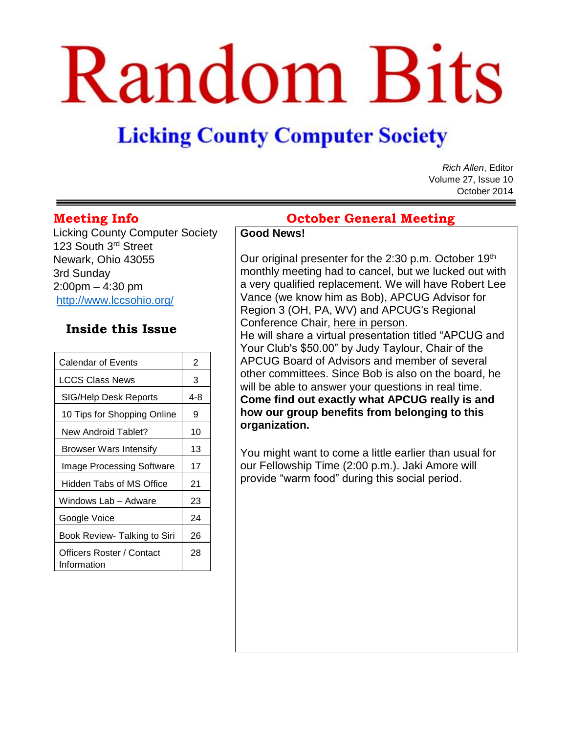# Random Bits

## Licking County Computer Society

*Rich Allen*, Editor
Volume 27, Issue 10
October 2014

## Meeting Info

Licking County Computer Society
123 South 3rd Street
Newark, Ohio 43055
3rd Sunday
2:00pm – 4:30 pm
http://www.lccsohio.org/

### Inside this Issue

| Calendar of Events | 2 |
|---|---|
| LCCS Class News | 3 |
| SIG/Help Desk Reports | 4-8 |
| 10 Tips for Shopping Online | 9 |
| New Android Tablet? | 10 |
| Browser Wars Intensify | 13 |
| Image Processing Software | 17 |
| Hidden Tabs of MS Office | 21 |
| Windows Lab – Adware | 23 |
| Google Voice | 24 |
| Book Review- Talking to Siri | 26 |
| Officers Roster / Contact Information | 28 |

## October General Meeting

**Good News!**

Our original presenter for the 2:30 p.m. October 19th monthly meeting had to cancel, but we lucked out with a very qualified replacement. We will have Robert Lee Vance (we know him as Bob), APCUG Advisor for Region 3 (OH, PA, WV) and APCUG's Regional Conference Chair, here in person.

He will share a virtual presentation titled "APCUG and Your Club's $50.00" by Judy Taylour, Chair of the APCUG Board of Advisors and member of several other committees. Since Bob is also on the board, he will be able to answer your questions in real time.

**Come find out exactly what APCUG really is and how our group benefits from belonging to this organization.**

You might want to come a little earlier than usual for our Fellowship Time (2:00 p.m.). Jaki Amore will provide "warm food" during this social period.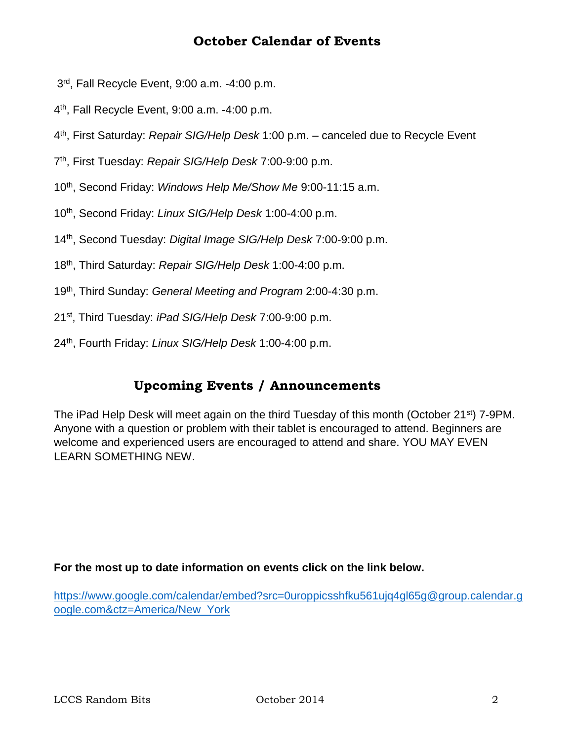## October Calendar of Events

3rd, Fall Recycle Event, 9:00 a.m. -4:00 p.m.

4th, Fall Recycle Event, 9:00 a.m. -4:00 p.m.

4th, First Saturday: *Repair SIG/Help Desk* 1:00 p.m. – canceled due to Recycle Event

7th, First Tuesday: *Repair SIG/Help Desk* 7:00-9:00 p.m.

10th, Second Friday: *Windows Help Me/Show Me* 9:00-11:15 a.m.

10th, Second Friday: *Linux SIG/Help Desk* 1:00-4:00 p.m.

14th, Second Tuesday: *Digital Image SIG/Help Desk* 7:00-9:00 p.m.

18th, Third Saturday: *Repair SIG/Help Desk* 1:00-4:00 p.m.

19th, Third Sunday: *General Meeting and Program* 2:00-4:30 p.m.

21st, Third Tuesday: *iPad SIG/Help Desk* 7:00-9:00 p.m.

24th, Fourth Friday: *Linux SIG/Help Desk* 1:00-4:00 p.m.

## Upcoming Events / Announcements

The iPad Help Desk will meet again on the third Tuesday of this month (October 21st) 7-9PM. Anyone with a question or problem with their tablet is encouraged to attend. Beginners are welcome and experienced users are encouraged to attend and share. YOU MAY EVEN LEARN SOMETHING NEW.

**For the most up to date information on events click on the link below.**

https://www.google.com/calendar/embed?src=0uroppicsshfku561ujq4gl65g@group.calendar.google.com&ctz=America/New_York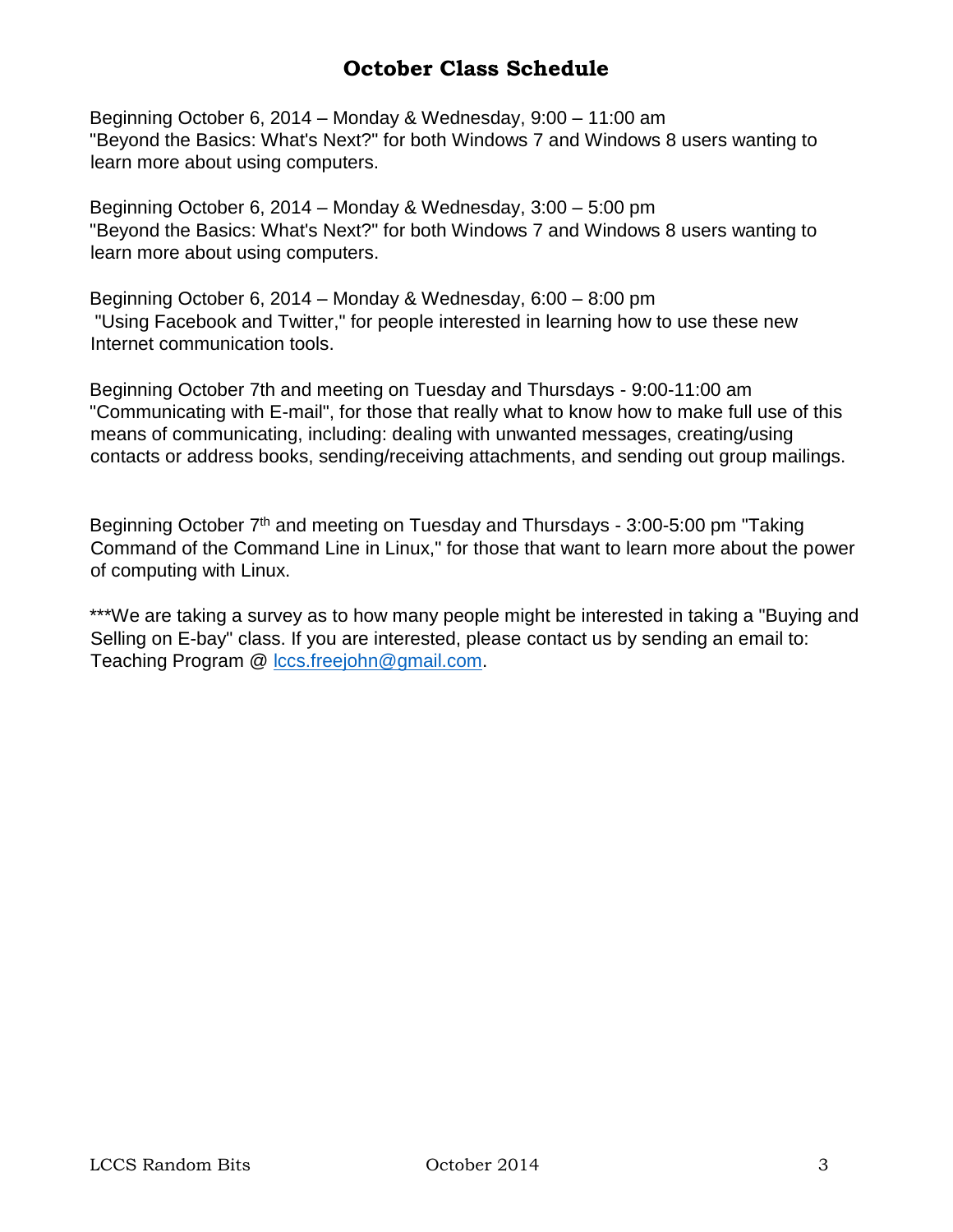## October Class Schedule

Beginning October 6, 2014 – Monday & Wednesday, 9:00 – 11:00 am
"Beyond the Basics: What's Next?" for both Windows 7 and Windows 8 users wanting to learn more about using computers.

Beginning October 6, 2014 – Monday & Wednesday, 3:00 – 5:00 pm
"Beyond the Basics: What's Next?" for both Windows 7 and Windows 8 users wanting to learn more about using computers.

Beginning October 6, 2014 – Monday & Wednesday, 6:00 – 8:00 pm
"Using Facebook and Twitter," for people interested in learning how to use these new Internet communication tools.

Beginning October 7th and meeting on Tuesday and Thursdays - 9:00-11:00 am
"Communicating with E-mail", for those that really what to know how to make full use of this means of communicating, including: dealing with unwanted messages, creating/using contacts or address books, sending/receiving attachments, and sending out group mailings.

Beginning October 7th and meeting on Tuesday and Thursdays - 3:00-5:00 pm "Taking Command of the Command Line in Linux," for those that want to learn more about the power of computing with Linux.

***We are taking a survey as to how many people might be interested in taking a "Buying and Selling on E-bay" class. If you are interested, please contact us by sending an email to: Teaching Program @ lccs.freejohn@gmail.com.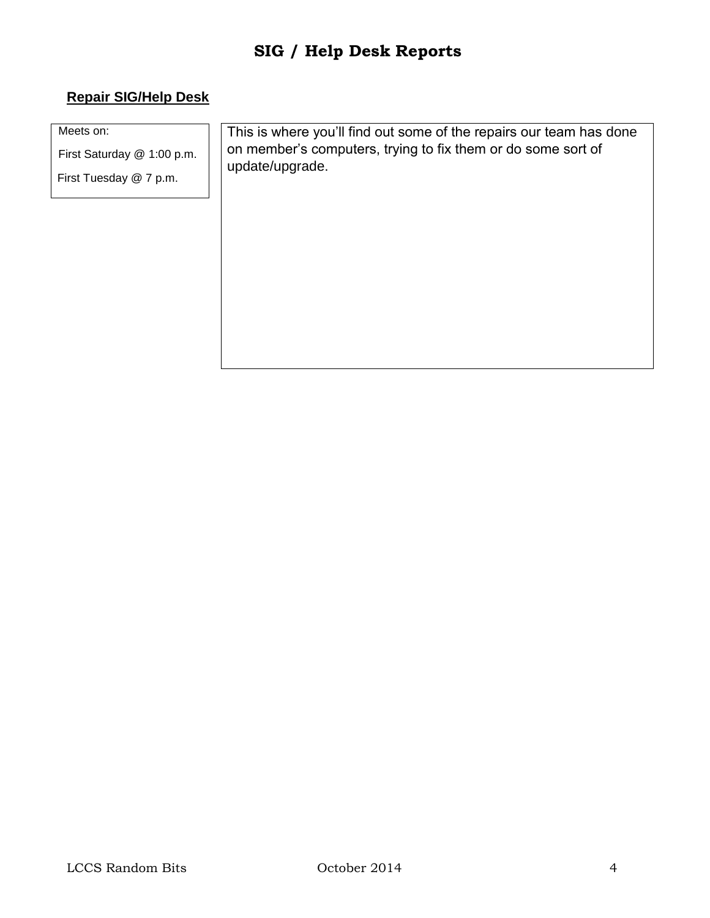# SIG / Help Desk Reports

## Repair SIG/Help Desk

Meets on:

First Saturday @ 1:00 p.m.

First Tuesday @ 7 p.m.

This is where you'll find out some of the repairs our team has done on member's computers, trying to fix them or do some sort of update/upgrade.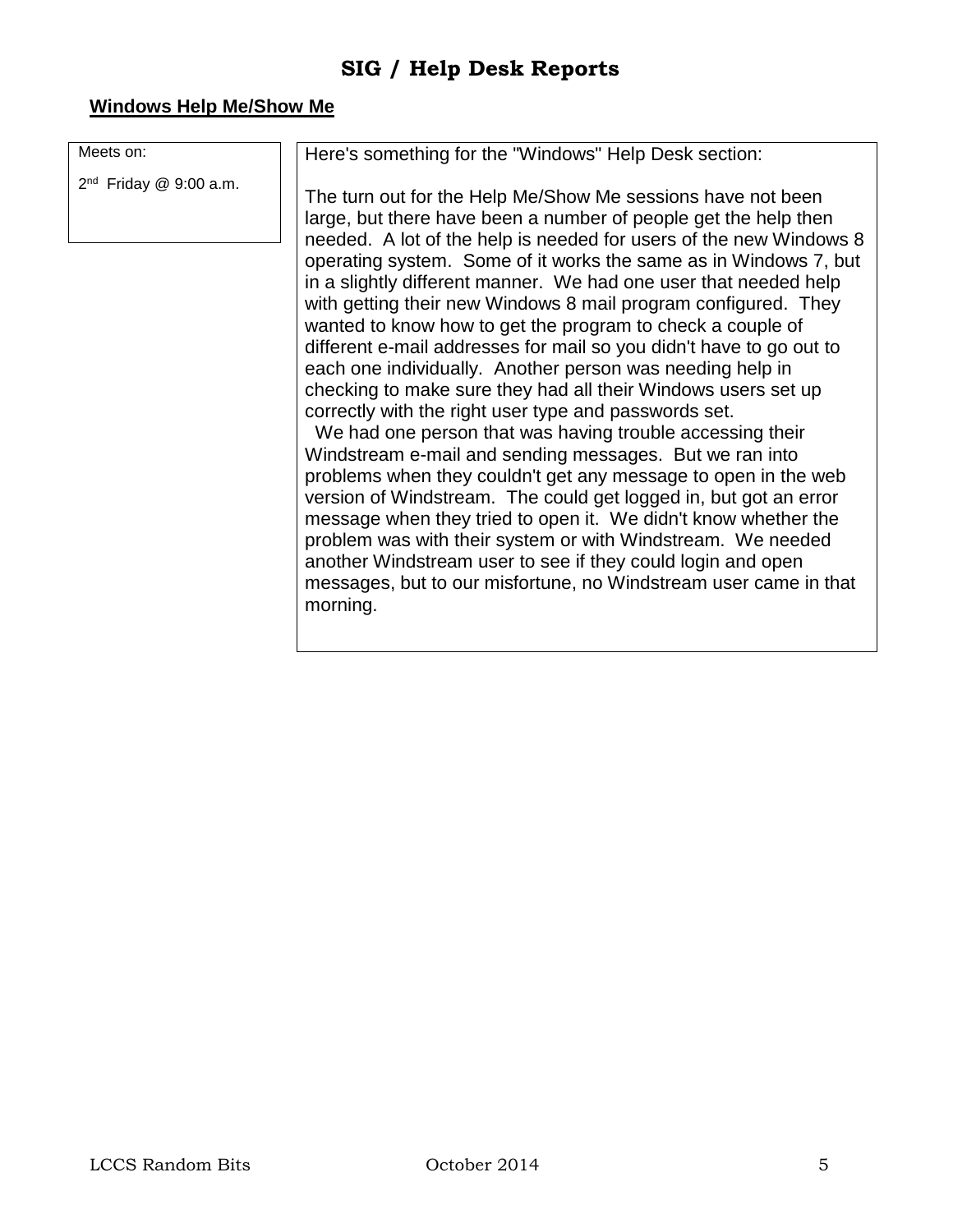# SIG / Help Desk Reports

## Windows Help Me/Show Me

Meets on:

2nd Friday @ 9:00 a.m.

Here's something for the "Windows" Help Desk section:

The turn out for the Help Me/Show Me sessions have not been large, but there have been a number of people get the help then needed. A lot of the help is needed for users of the new Windows 8 operating system. Some of it works the same as in Windows 7, but in a slightly different manner. We had one user that needed help with getting their new Windows 8 mail program configured. They wanted to know how to get the program to check a couple of different e-mail addresses for mail so you didn't have to go out to each one individually. Another person was needing help in checking to make sure they had all their Windows users set up correctly with the right user type and passwords set.

We had one person that was having trouble accessing their Windstream e-mail and sending messages. But we ran into problems when they couldn't get any message to open in the web version of Windstream. The could get logged in, but got an error message when they tried to open it. We didn't know whether the problem was with their system or with Windstream. We needed another Windstream user to see if they could login and open messages, but to our misfortune, no Windstream user came in that morning.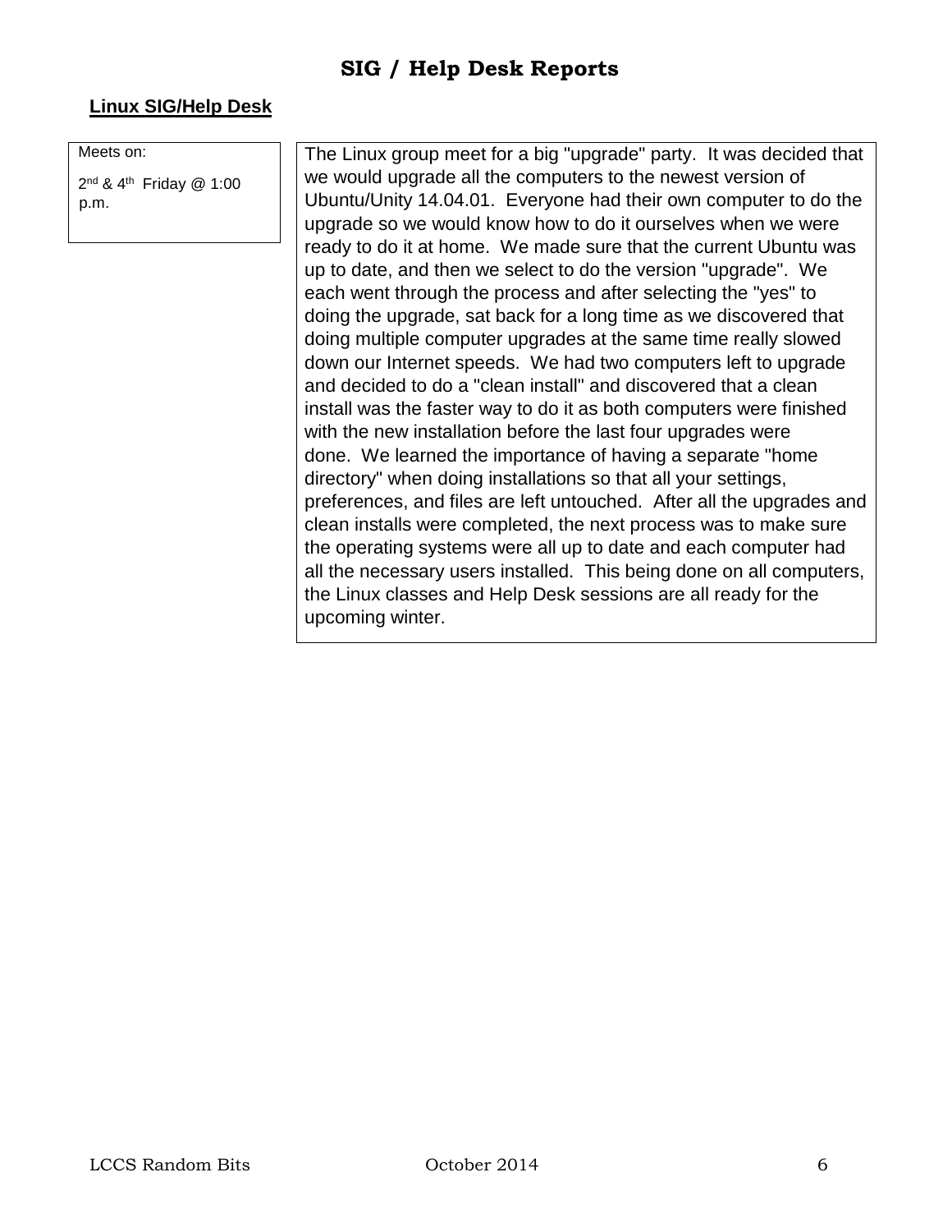# SIG / Help Desk Reports

## Linux SIG/Help Desk

Meets on:

2nd & 4th Friday @ 1:00 p.m.

The Linux group meet for a big "upgrade" party. It was decided that we would upgrade all the computers to the newest version of Ubuntu/Unity 14.04.01. Everyone had their own computer to do the upgrade so we would know how to do it ourselves when we were ready to do it at home. We made sure that the current Ubuntu was up to date, and then we select to do the version "upgrade". We each went through the process and after selecting the "yes" to doing the upgrade, sat back for a long time as we discovered that doing multiple computer upgrades at the same time really slowed down our Internet speeds. We had two computers left to upgrade and decided to do a "clean install" and discovered that a clean install was the faster way to do it as both computers were finished with the new installation before the last four upgrades were done. We learned the importance of having a separate "home directory" when doing installations so that all your settings, preferences, and files are left untouched. After all the upgrades and clean installs were completed, the next process was to make sure the operating systems were all up to date and each computer had all the necessary users installed. This being done on all computers, the Linux classes and Help Desk sessions are all ready for the upcoming winter.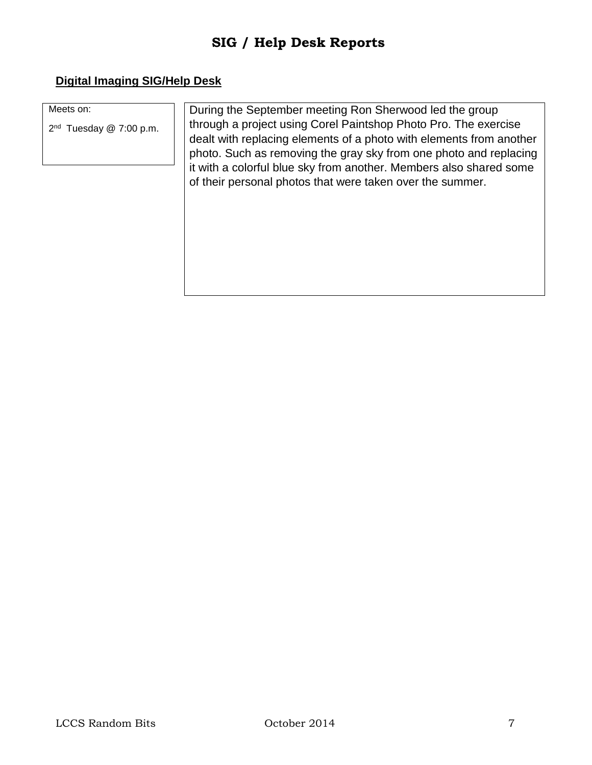# SIG / Help Desk Reports

## Digital Imaging SIG/Help Desk

Meets on:

2nd Tuesday @ 7:00 p.m.

During the September meeting Ron Sherwood led the group through a project using Corel Paintshop Photo Pro. The exercise dealt with replacing elements of a photo with elements from another photo. Such as removing the gray sky from one photo and replacing it with a colorful blue sky from another. Members also shared some of their personal photos that were taken over the summer.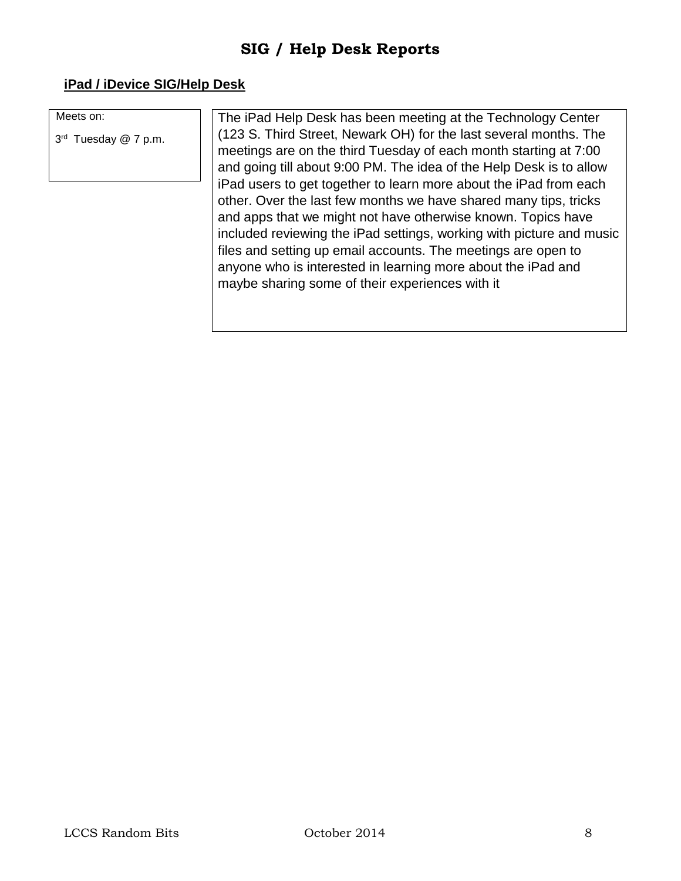# SIG / Help Desk Reports

## iPad / iDevice SIG/Help Desk

Meets on:

3rd Tuesday @ 7 p.m.

The iPad Help Desk has been meeting at the Technology Center (123 S. Third Street, Newark OH) for the last several months. The meetings are on the third Tuesday of each month starting at 7:00 and going till about 9:00 PM. The idea of the Help Desk is to allow iPad users to get together to learn more about the iPad from each other. Over the last few months we have shared many tips, tricks and apps that we might not have otherwise known. Topics have included reviewing the iPad settings, working with picture and music files and setting up email accounts. The meetings are open to anyone who is interested in learning more about the iPad and maybe sharing some of their experiences with it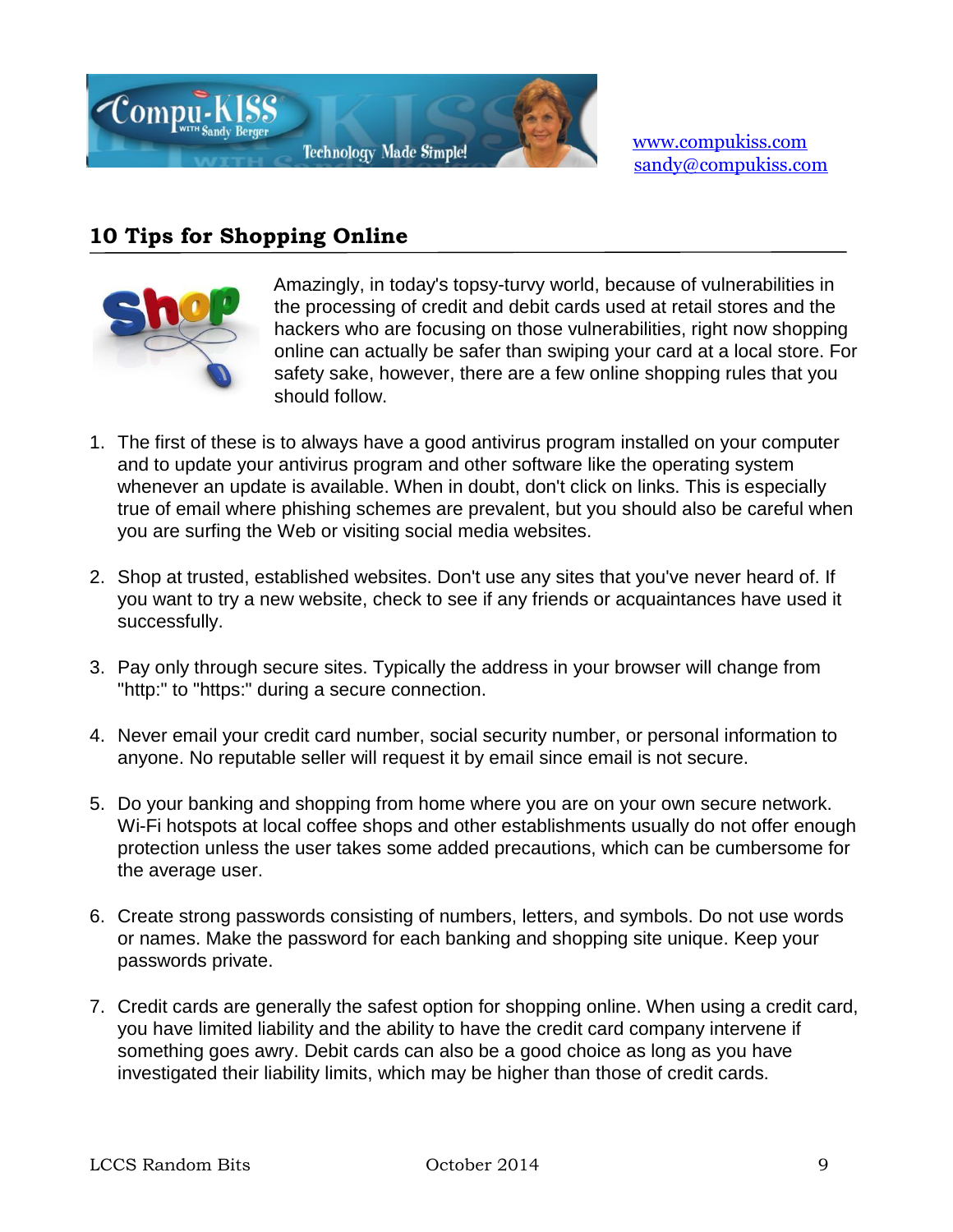www.compukiss.com
sandy@compukiss.com

## 10 Tips for Shopping Online

Amazingly, in today's topsy-turvy world, because of vulnerabilities in the processing of credit and debit cards used at retail stores and the hackers who are focusing on those vulnerabilities, right now shopping online can actually be safer than swiping your card at a local store. For safety sake, however, there are a few online shopping rules that you should follow.

1. The first of these is to always have a good antivirus program installed on your computer and to update your antivirus program and other software like the operating system whenever an update is available. When in doubt, don't click on links. This is especially true of email where phishing schemes are prevalent, but you should also be careful when you are surfing the Web or visiting social media websites.

2. Shop at trusted, established websites. Don't use any sites that you've never heard of. If you want to try a new website, check to see if any friends or acquaintances have used it successfully.

3. Pay only through secure sites. Typically the address in your browser will change from "http:" to "https:" during a secure connection.

4. Never email your credit card number, social security number, or personal information to anyone. No reputable seller will request it by email since email is not secure.

5. Do your banking and shopping from home where you are on your own secure network. Wi-Fi hotspots at local coffee shops and other establishments usually do not offer enough protection unless the user takes some added precautions, which can be cumbersome for the average user.

6. Create strong passwords consisting of numbers, letters, and symbols. Do not use words or names. Make the password for each banking and shopping site unique. Keep your passwords private.

7. Credit cards are generally the safest option for shopping online. When using a credit card, you have limited liability and the ability to have the credit card company intervene if something goes awry. Debit cards can also be a good choice as long as you have investigated their liability limits, which may be higher than those of credit cards.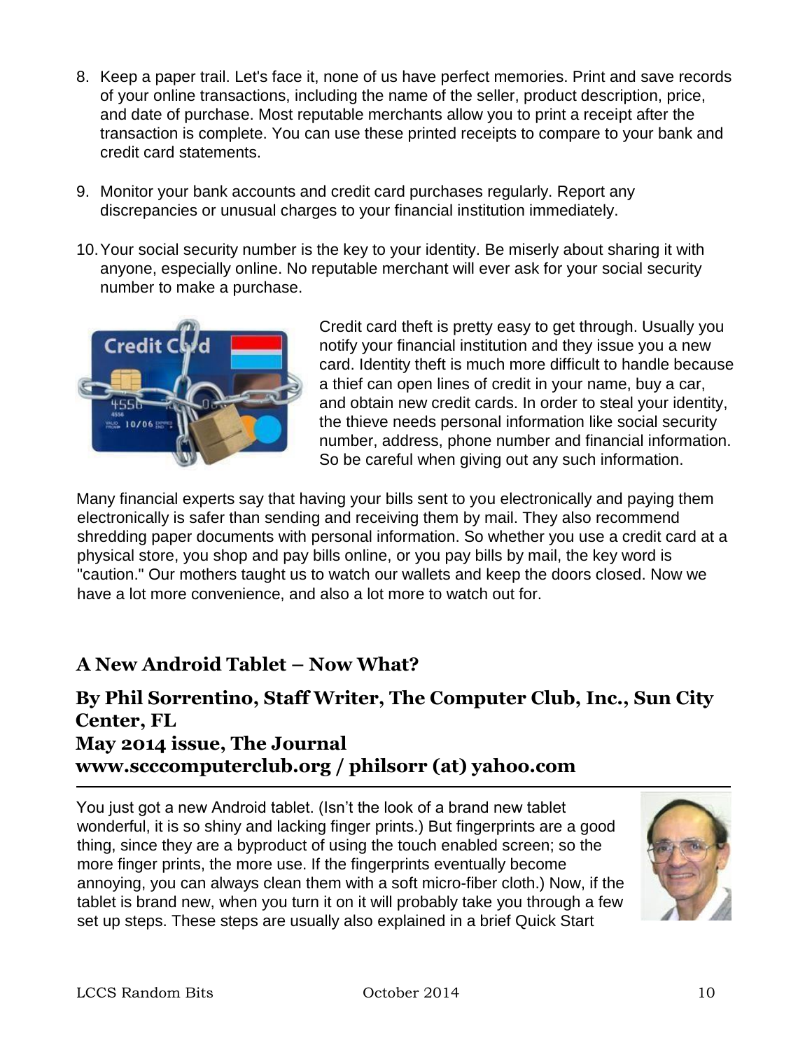8. Keep a paper trail. Let's face it, none of us have perfect memories. Print and save records of your online transactions, including the name of the seller, product description, price, and date of purchase. Most reputable merchants allow you to print a receipt after the transaction is complete. You can use these printed receipts to compare to your bank and credit card statements.

9. Monitor your bank accounts and credit card purchases regularly. Report any discrepancies or unusual charges to your financial institution immediately.

10. Your social security number is the key to your identity. Be miserly about sharing it with anyone, especially online. No reputable merchant will ever ask for your social security number to make a purchase.

Credit card theft is pretty easy to get through. Usually you notify your financial institution and they issue you a new card. Identity theft is much more difficult to handle because a thief can open lines of credit in your name, buy a car, and obtain new credit cards. In order to steal your identity, the thieve needs personal information like social security number, address, phone number and financial information. So be careful when giving out any such information.

Many financial experts say that having your bills sent to you electronically and paying them electronically is safer than sending and receiving them by mail. They also recommend shredding paper documents with personal information. So whether you use a credit card at a physical store, you shop and pay bills online, or you pay bills by mail, the key word is "caution." Our mothers taught us to watch our wallets and keep the doors closed. Now we have a lot more convenience, and also a lot more to watch out for.

## A New Android Tablet – Now What?

### By Phil Sorrentino, Staff Writer, The Computer Club, Inc., Sun City Center, FL
### May 2014 issue, The Journal
### www.scccomputerclub.org / philsorr (at) yahoo.com

You just got a new Android tablet. (Isn't the look of a brand new tablet wonderful, it is so shiny and lacking finger prints.) But fingerprints are a good thing, since they are a byproduct of using the touch enabled screen; so the more finger prints, the more use. If the fingerprints eventually become annoying, you can always clean them with a soft micro-fiber cloth.) Now, if the tablet is brand new, when you turn it on it will probably take you through a few set up steps. These steps are usually also explained in a brief Quick Start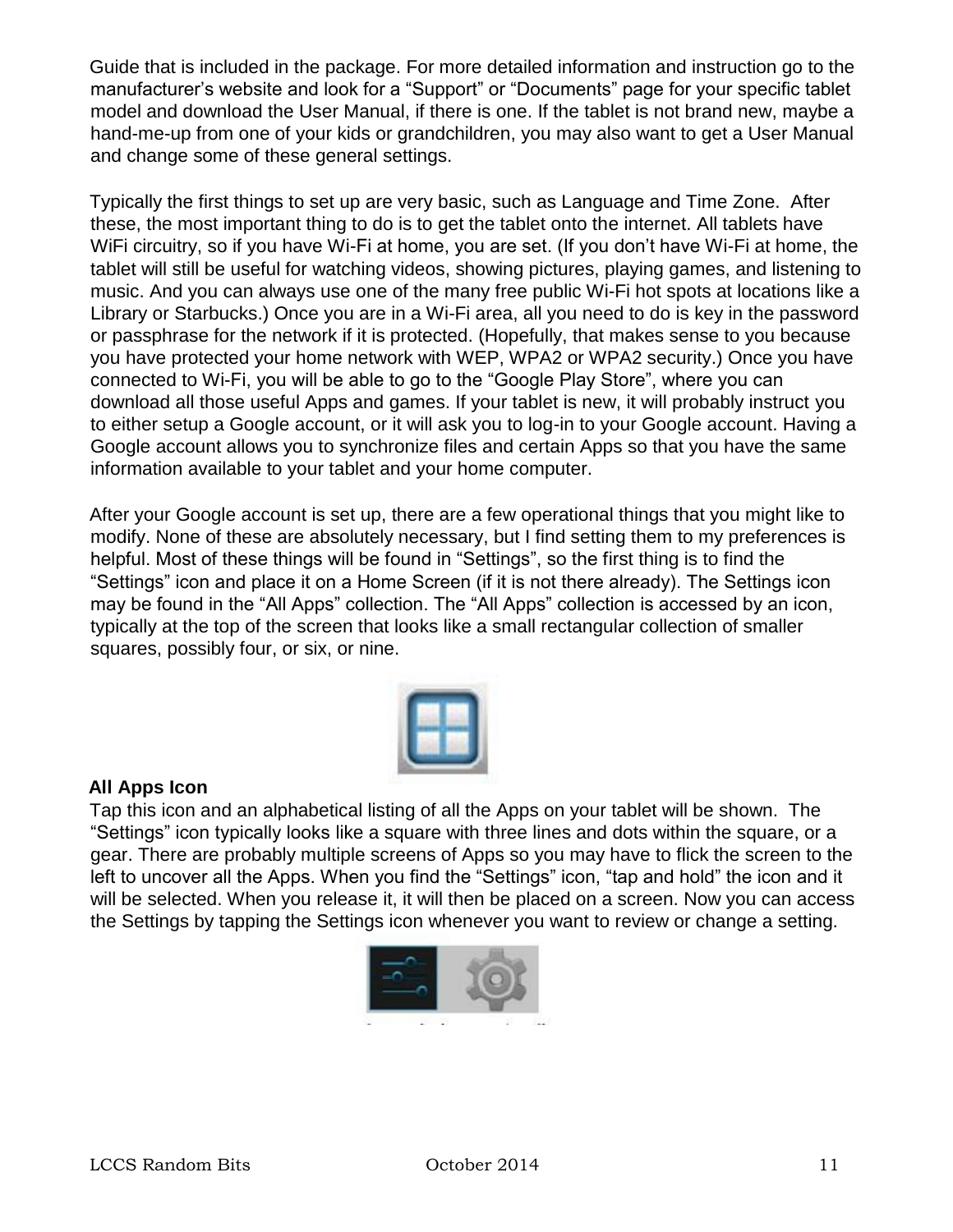Guide that is included in the package. For more detailed information and instruction go to the manufacturer's website and look for a "Support" or "Documents" page for your specific tablet model and download the User Manual, if there is one. If the tablet is not brand new, maybe a hand-me-up from one of your kids or grandchildren, you may also want to get a User Manual and change some of these general settings.

Typically the first things to set up are very basic, such as Language and Time Zone. After these, the most important thing to do is to get the tablet onto the internet. All tablets have WiFi circuitry, so if you have Wi-Fi at home, you are set. (If you don't have Wi-Fi at home, the tablet will still be useful for watching videos, showing pictures, playing games, and listening to music. And you can always use one of the many free public Wi-Fi hot spots at locations like a Library or Starbucks.) Once you are in a Wi-Fi area, all you need to do is key in the password or passphrase for the network if it is protected. (Hopefully, that makes sense to you because you have protected your home network with WEP, WPA2 or WPA2 security.) Once you have connected to Wi-Fi, you will be able to go to the "Google Play Store", where you can download all those useful Apps and games. If your tablet is new, it will probably instruct you to either setup a Google account, or it will ask you to log-in to your Google account. Having a Google account allows you to synchronize files and certain Apps so that you have the same information available to your tablet and your home computer.

After your Google account is set up, there are a few operational things that you might like to modify. None of these are absolutely necessary, but I find setting them to my preferences is helpful. Most of these things will be found in "Settings", so the first thing is to find the "Settings" icon and place it on a Home Screen (if it is not there already). The Settings icon may be found in the "All Apps" collection. The "All Apps" collection is accessed by an icon, typically at the top of the screen that looks like a small rectangular collection of smaller squares, possibly four, or six, or nine.

**All Apps Icon**

Tap this icon and an alphabetical listing of all the Apps on your tablet will be shown. The "Settings" icon typically looks like a square with three lines and dots within the square, or a gear. There are probably multiple screens of Apps so you may have to flick the screen to the left to uncover all the Apps. When you find the "Settings" icon, "tap and hold" the icon and it will be selected. When you release it, it will then be placed on a screen. Now you can access the Settings by tapping the Settings icon whenever you want to review or change a setting.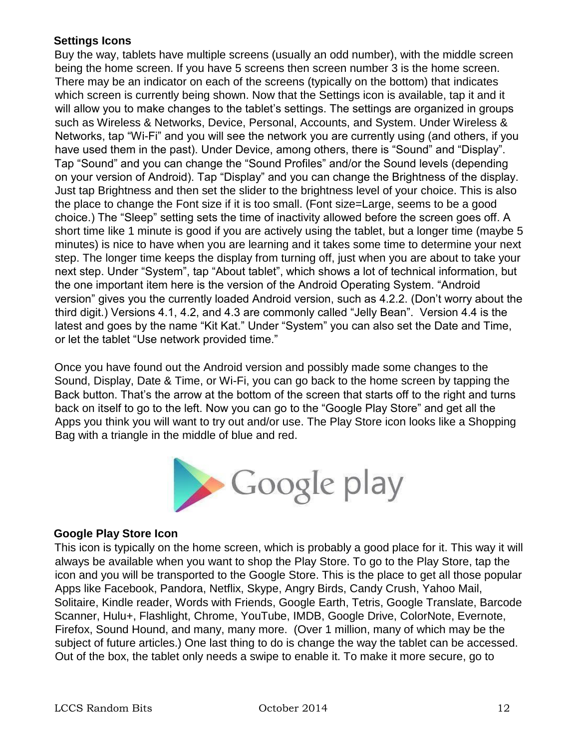**Settings Icons**

Buy the way, tablets have multiple screens (usually an odd number), with the middle screen being the home screen. If you have 5 screens then screen number 3 is the home screen. There may be an indicator on each of the screens (typically on the bottom) that indicates which screen is currently being shown. Now that the Settings icon is available, tap it and it will allow you to make changes to the tablet's settings. The settings are organized in groups such as Wireless & Networks, Device, Personal, Accounts, and System. Under Wireless & Networks, tap "Wi-Fi" and you will see the network you are currently using (and others, if you have used them in the past). Under Device, among others, there is "Sound" and "Display". Tap "Sound" and you can change the "Sound Profiles" and/or the Sound levels (depending on your version of Android). Tap "Display" and you can change the Brightness of the display. Just tap Brightness and then set the slider to the brightness level of your choice. This is also the place to change the Font size if it is too small. (Font size=Large, seems to be a good choice.) The "Sleep" setting sets the time of inactivity allowed before the screen goes off. A short time like 1 minute is good if you are actively using the tablet, but a longer time (maybe 5 minutes) is nice to have when you are learning and it takes some time to determine your next step. The longer time keeps the display from turning off, just when you are about to take your next step. Under "System", tap "About tablet", which shows a lot of technical information, but the one important item here is the version of the Android Operating System. "Android version" gives you the currently loaded Android version, such as 4.2.2. (Don't worry about the third digit.) Versions 4.1, 4.2, and 4.3 are commonly called "Jelly Bean". Version 4.4 is the latest and goes by the name "Kit Kat." Under "System" you can also set the Date and Time, or let the tablet "Use network provided time."

Once you have found out the Android version and possibly made some changes to the Sound, Display, Date & Time, or Wi-Fi, you can go back to the home screen by tapping the Back button. That's the arrow at the bottom of the screen that starts off to the right and turns back on itself to go to the left. Now you can go to the "Google Play Store" and get all the Apps you think you will want to try out and/or use. The Play Store icon looks like a Shopping Bag with a triangle in the middle of blue and red.

Google play

**Google Play Store Icon**

This icon is typically on the home screen, which is probably a good place for it. This way it will always be available when you want to shop the Play Store. To go to the Play Store, tap the icon and you will be transported to the Google Store. This is the place to get all those popular Apps like Facebook, Pandora, Netflix, Skype, Angry Birds, Candy Crush, Yahoo Mail, Solitaire, Kindle reader, Words with Friends, Google Earth, Tetris, Google Translate, Barcode Scanner, Hulu+, Flashlight, Chrome, YouTube, IMDB, Google Drive, ColorNote, Evernote, Firefox, Sound Hound, and many, many more. (Over 1 million, many of which may be the subject of future articles.) One last thing to do is change the way the tablet can be accessed. Out of the box, the tablet only needs a swipe to enable it. To make it more secure, go to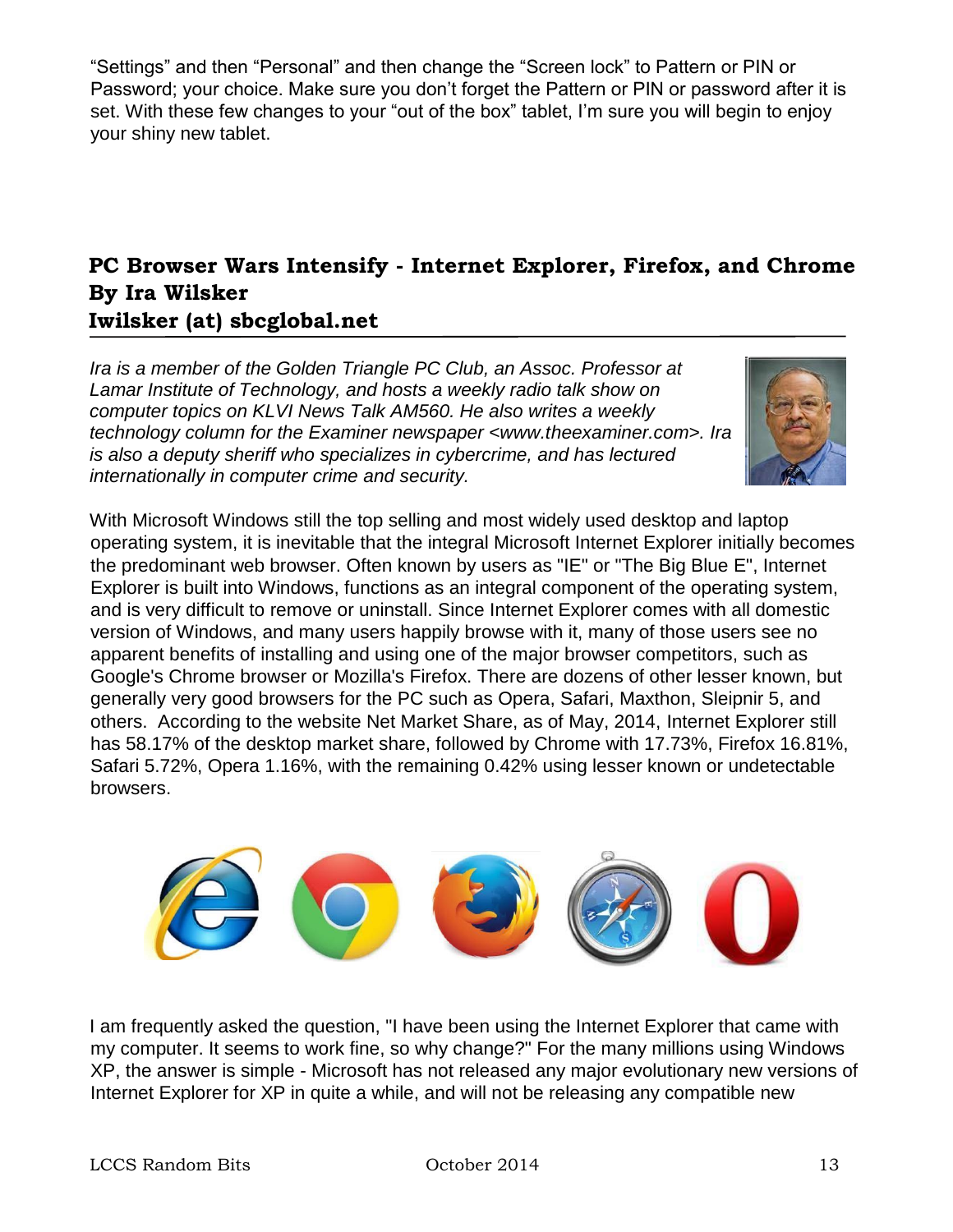"Settings" and then "Personal" and then change the "Screen lock" to Pattern or PIN or Password; your choice. Make sure you don't forget the Pattern or PIN or password after it is set. With these few changes to your "out of the box" tablet, I'm sure you will begin to enjoy your shiny new tablet.

## PC Browser Wars Intensify - Internet Explorer, Firefox, and Chrome

**By Ira Wilsker**

**Iwilsker (at) sbcglobal.net**

*Ira is a member of the Golden Triangle PC Club, an Assoc. Professor at Lamar Institute of Technology, and hosts a weekly radio talk show on computer topics on KLVI News Talk AM560. He also writes a weekly technology column for the Examiner newspaper <www.theexaminer.com>. Ira is also a deputy sheriff who specializes in cybercrime, and has lectured internationally in computer crime and security.*

With Microsoft Windows still the top selling and most widely used desktop and laptop operating system, it is inevitable that the integral Microsoft Internet Explorer initially becomes the predominant web browser. Often known by users as "IE" or "The Big Blue E", Internet Explorer is built into Windows, functions as an integral component of the operating system, and is very difficult to remove or uninstall. Since Internet Explorer comes with all domestic version of Windows, and many users happily browse with it, many of those users see no apparent benefits of installing and using one of the major browser competitors, such as Google's Chrome browser or Mozilla's Firefox. There are dozens of other lesser known, but generally very good browsers for the PC such as Opera, Safari, Maxthon, Sleipnir 5, and others. According to the website Net Market Share, as of May, 2014, Internet Explorer still has 58.17% of the desktop market share, followed by Chrome with 17.73%, Firefox 16.81%, Safari 5.72%, Opera 1.16%, with the remaining 0.42% using lesser known or undetectable browsers.

I am frequently asked the question, "I have been using the Internet Explorer that came with my computer. It seems to work fine, so why change?" For the many millions using Windows XP, the answer is simple - Microsoft has not released any major evolutionary new versions of Internet Explorer for XP in quite a while, and will not be releasing any compatible new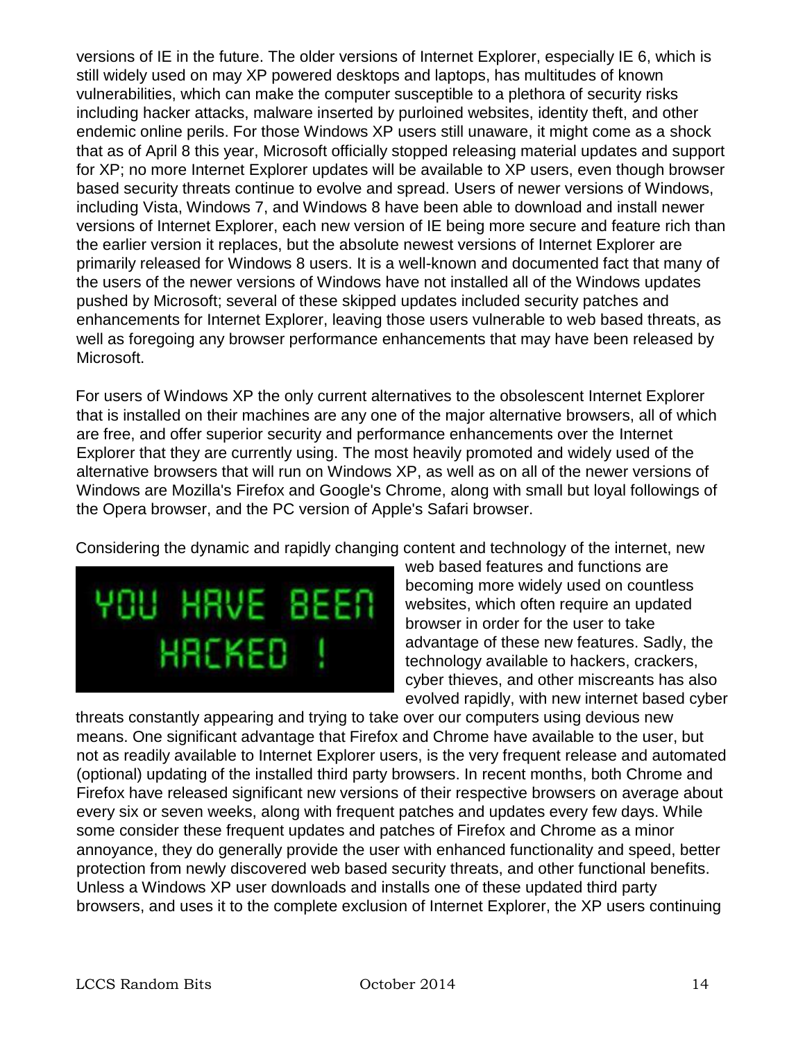versions of IE in the future. The older versions of Internet Explorer, especially IE 6, which is still widely used on may XP powered desktops and laptops, has multitudes of known vulnerabilities, which can make the computer susceptible to a plethora of security risks including hacker attacks, malware inserted by purloined websites, identity theft, and other endemic online perils. For those Windows XP users still unaware, it might come as a shock that as of April 8 this year, Microsoft officially stopped releasing material updates and support for XP; no more Internet Explorer updates will be available to XP users, even though browser based security threats continue to evolve and spread. Users of newer versions of Windows, including Vista, Windows 7, and Windows 8 have been able to download and install newer versions of Internet Explorer, each new version of IE being more secure and feature rich than the earlier version it replaces, but the absolute newest versions of Internet Explorer are primarily released for Windows 8 users. It is a well-known and documented fact that many of the users of the newer versions of Windows have not installed all of the Windows updates pushed by Microsoft; several of these skipped updates included security patches and enhancements for Internet Explorer, leaving those users vulnerable to web based threats, as well as foregoing any browser performance enhancements that may have been released by Microsoft.

For users of Windows XP the only current alternatives to the obsolescent Internet Explorer that is installed on their machines are any one of the major alternative browsers, all of which are free, and offer superior security and performance enhancements over the Internet Explorer that they are currently using. The most heavily promoted and widely used of the alternative browsers that will run on Windows XP, as well as on all of the newer versions of Windows are Mozilla's Firefox and Google's Chrome, along with small but loyal followings of the Opera browser, and the PC version of Apple's Safari browser.

Considering the dynamic and rapidly changing content and technology of the internet, new web based features and functions are becoming more widely used on countless websites, which often require an updated browser in order for the user to take advantage of these new features. Sadly, the technology available to hackers, crackers, cyber thieves, and other miscreants has also evolved rapidly, with new internet based cyber threats constantly appearing and trying to take over our computers using devious new means. One significant advantage that Firefox and Chrome have available to the user, but not as readily available to Internet Explorer users, is the very frequent release and automated (optional) updating of the installed third party browsers. In recent months, both Chrome and Firefox have released significant new versions of their respective browsers on average about every six or seven weeks, along with frequent patches and updates every few days. While some consider these frequent updates and patches of Firefox and Chrome as a minor annoyance, they do generally provide the user with enhanced functionality and speed, better protection from newly discovered web based security threats, and other functional benefits. Unless a Windows XP user downloads and installs one of these updated third party browsers, and uses it to the complete exclusion of Internet Explorer, the XP users continuing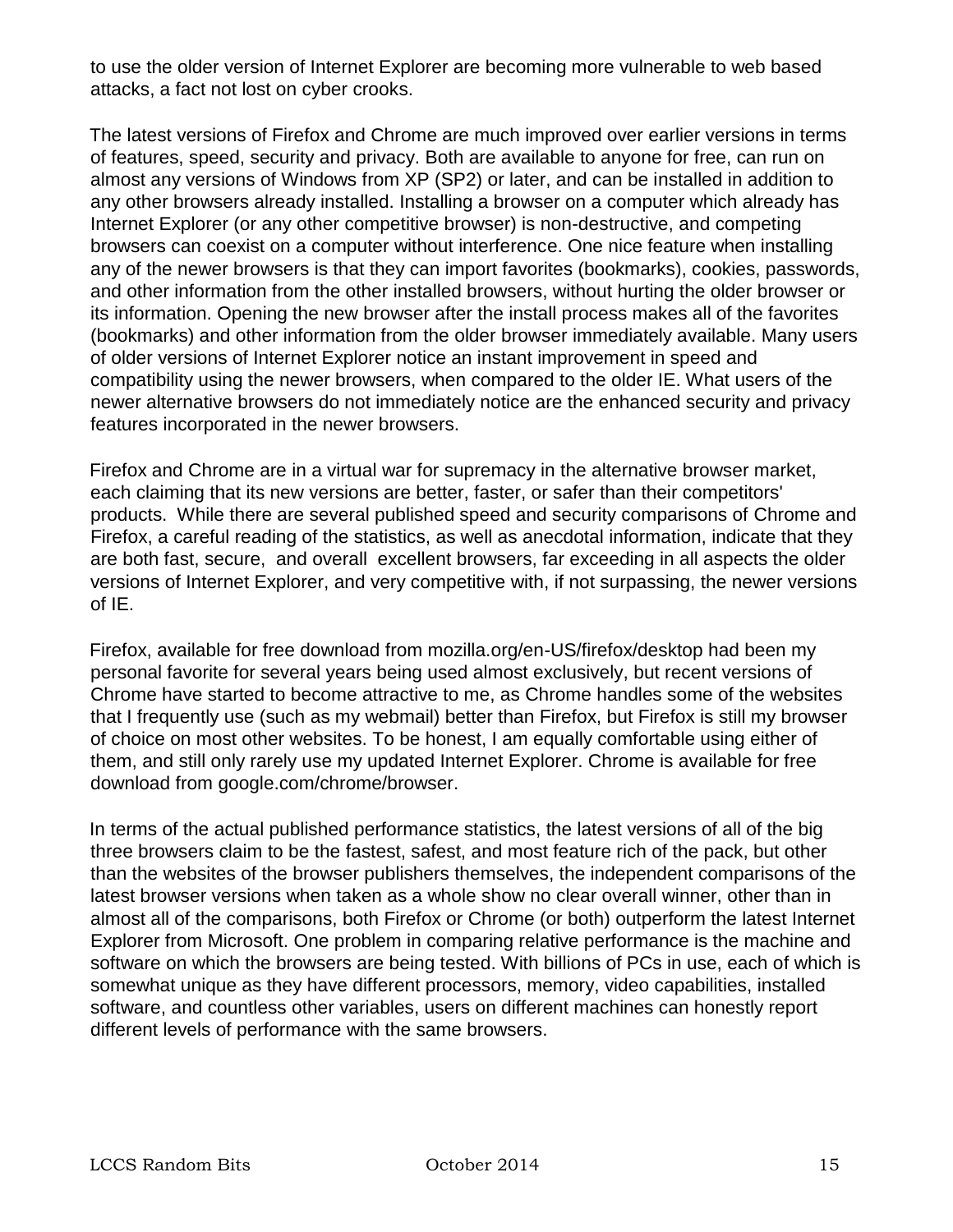to use the older version of Internet Explorer are becoming more vulnerable to web based attacks, a fact not lost on cyber crooks.

The latest versions of Firefox and Chrome are much improved over earlier versions in terms of features, speed, security and privacy. Both are available to anyone for free, can run on almost any versions of Windows from XP (SP2) or later, and can be installed in addition to any other browsers already installed. Installing a browser on a computer which already has Internet Explorer (or any other competitive browser) is non-destructive, and competing browsers can coexist on a computer without interference. One nice feature when installing any of the newer browsers is that they can import favorites (bookmarks), cookies, passwords, and other information from the other installed browsers, without hurting the older browser or its information. Opening the new browser after the install process makes all of the favorites (bookmarks) and other information from the older browser immediately available. Many users of older versions of Internet Explorer notice an instant improvement in speed and compatibility using the newer browsers, when compared to the older IE. What users of the newer alternative browsers do not immediately notice are the enhanced security and privacy features incorporated in the newer browsers.

Firefox and Chrome are in a virtual war for supremacy in the alternative browser market, each claiming that its new versions are better, faster, or safer than their competitors' products. While there are several published speed and security comparisons of Chrome and Firefox, a careful reading of the statistics, as well as anecdotal information, indicate that they are both fast, secure, and overall excellent browsers, far exceeding in all aspects the older versions of Internet Explorer, and very competitive with, if not surpassing, the newer versions of IE.

Firefox, available for free download from mozilla.org/en-US/firefox/desktop had been my personal favorite for several years being used almost exclusively, but recent versions of Chrome have started to become attractive to me, as Chrome handles some of the websites that I frequently use (such as my webmail) better than Firefox, but Firefox is still my browser of choice on most other websites. To be honest, I am equally comfortable using either of them, and still only rarely use my updated Internet Explorer. Chrome is available for free download from google.com/chrome/browser.

In terms of the actual published performance statistics, the latest versions of all of the big three browsers claim to be the fastest, safest, and most feature rich of the pack, but other than the websites of the browser publishers themselves, the independent comparisons of the latest browser versions when taken as a whole show no clear overall winner, other than in almost all of the comparisons, both Firefox or Chrome (or both) outperform the latest Internet Explorer from Microsoft. One problem in comparing relative performance is the machine and software on which the browsers are being tested. With billions of PCs in use, each of which is somewhat unique as they have different processors, memory, video capabilities, installed software, and countless other variables, users on different machines can honestly report different levels of performance with the same browsers.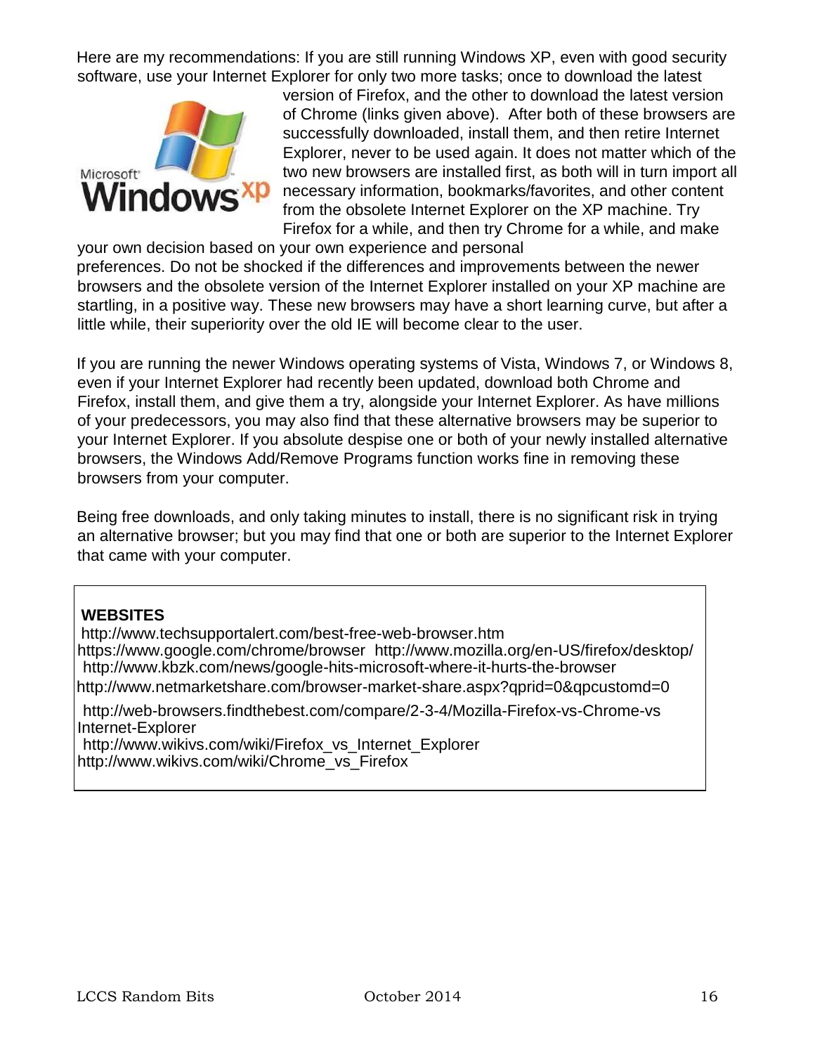Here are my recommendations: If you are still running Windows XP, even with good security software, use your Internet Explorer for only two more tasks; once to download the latest version of Firefox, and the other to download the latest version of Chrome (links given above). After both of these browsers are successfully downloaded, install them, and then retire Internet Explorer, never to be used again. It does not matter which of the two new browsers are installed first, as both will in turn import all necessary information, bookmarks/favorites, and other content from the obsolete Internet Explorer on the XP machine. Try Firefox for a while, and then try Chrome for a while, and make your own decision based on your own experience and personal preferences. Do not be shocked if the differences and improvements between the newer browsers and the obsolete version of the Internet Explorer installed on your XP machine are startling, in a positive way. These new browsers may have a short learning curve, but after a little while, their superiority over the old IE will become clear to the user.

If you are running the newer Windows operating systems of Vista, Windows 7, or Windows 8, even if your Internet Explorer had recently been updated, download both Chrome and Firefox, install them, and give them a try, alongside your Internet Explorer. As have millions of your predecessors, you may also find that these alternative browsers may be superior to your Internet Explorer. If you absolute despise one or both of your newly installed alternative browsers, the Windows Add/Remove Programs function works fine in removing these browsers from your computer.

Being free downloads, and only taking minutes to install, there is no significant risk in trying an alternative browser; but you may find that one or both are superior to the Internet Explorer that came with your computer.

**WEBSITES**

http://www.techsupportalert.com/best-free-web-browser.htm
https://www.google.com/chrome/browser http://www.mozilla.org/en-US/firefox/desktop/
http://www.kbzk.com/news/google-hits-microsoft-where-it-hurts-the-browser
http://www.netmarketshare.com/browser-market-share.aspx?qprid=0&qpcustomd=0
http://web-browsers.findthebest.com/compare/2-3-4/Mozilla-Firefox-vs-Chrome-vs Internet-Explorer
http://www.wikivs.com/wiki/Firefox_vs_Internet_Explorer
http://www.wikivs.com/wiki/Chrome_vs_Firefox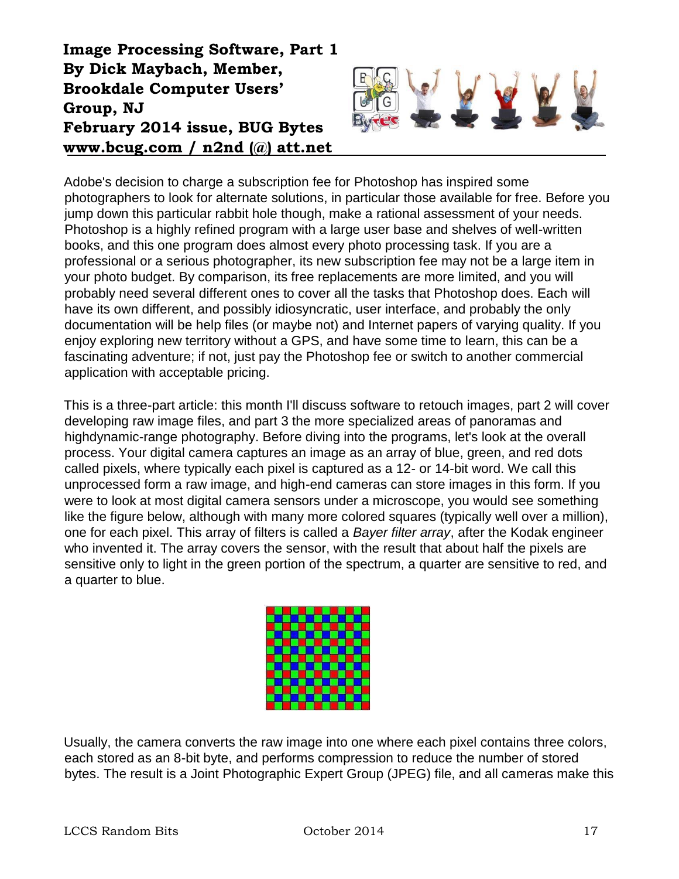# Image Processing Software, Part 1

**By Dick Maybach, Member, Brookdale Computer Users' Group, NJ**
**February 2014 issue, BUG Bytes**
**www.bcug.com / n2nd (@) att.net**

Adobe's decision to charge a subscription fee for Photoshop has inspired some photographers to look for alternate solutions, in particular those available for free. Before you jump down this particular rabbit hole though, make a rational assessment of your needs. Photoshop is a highly refined program with a large user base and shelves of well-written books, and this one program does almost every photo processing task. If you are a professional or a serious photographer, its new subscription fee may not be a large item in your photo budget. By comparison, its free replacements are more limited, and you will probably need several different ones to cover all the tasks that Photoshop does. Each will have its own different, and possibly idiosyncratic, user interface, and probably the only documentation will be help files (or maybe not) and Internet papers of varying quality. If you enjoy exploring new territory without a GPS, and have some time to learn, this can be a fascinating adventure; if not, just pay the Photoshop fee or switch to another commercial application with acceptable pricing.

This is a three-part article: this month I'll discuss software to retouch images, part 2 will cover developing raw image files, and part 3 the more specialized areas of panoramas and highdynamic-range photography. Before diving into the programs, let's look at the overall process. Your digital camera captures an image as an array of blue, green, and red dots called pixels, where typically each pixel is captured as a 12- or 14-bit word. We call this unprocessed form a raw image, and high-end cameras can store images in this form. If you were to look at most digital camera sensors under a microscope, you would see something like the figure below, although with many more colored squares (typically well over a million), one for each pixel. This array of filters is called a *Bayer filter array*, after the Kodak engineer who invented it. The array covers the sensor, with the result that about half the pixels are sensitive only to light in the green portion of the spectrum, a quarter are sensitive to red, and a quarter to blue.

Usually, the camera converts the raw image into one where each pixel contains three colors, each stored as an 8-bit byte, and performs compression to reduce the number of stored bytes. The result is a Joint Photographic Expert Group (JPEG) file, and all cameras make this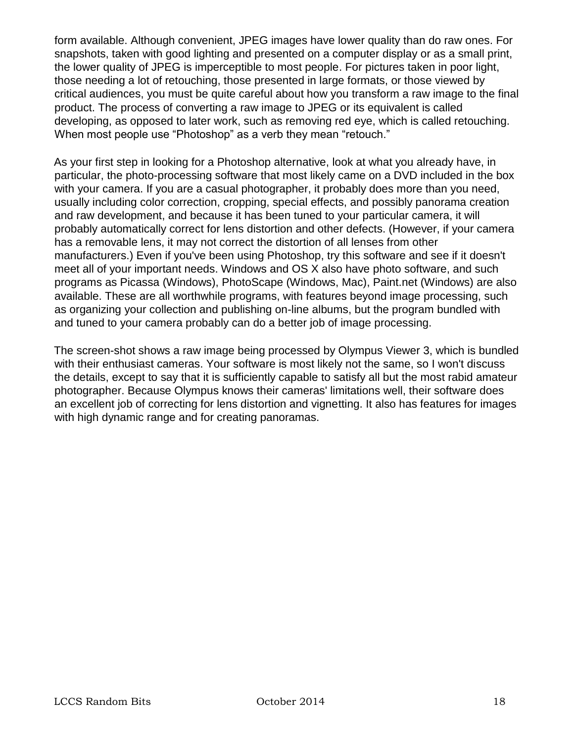form available. Although convenient, JPEG images have lower quality than do raw ones. For snapshots, taken with good lighting and presented on a computer display or as a small print, the lower quality of JPEG is imperceptible to most people. For pictures taken in poor light, those needing a lot of retouching, those presented in large formats, or those viewed by critical audiences, you must be quite careful about how you transform a raw image to the final product. The process of converting a raw image to JPEG or its equivalent is called developing, as opposed to later work, such as removing red eye, which is called retouching. When most people use "Photoshop" as a verb they mean "retouch."

As your first step in looking for a Photoshop alternative, look at what you already have, in particular, the photo-processing software that most likely came on a DVD included in the box with your camera. If you are a casual photographer, it probably does more than you need, usually including color correction, cropping, special effects, and possibly panorama creation and raw development, and because it has been tuned to your particular camera, it will probably automatically correct for lens distortion and other defects. (However, if your camera has a removable lens, it may not correct the distortion of all lenses from other manufacturers.) Even if you've been using Photoshop, try this software and see if it doesn't meet all of your important needs. Windows and OS X also have photo software, and such programs as Picassa (Windows), PhotoScape (Windows, Mac), Paint.net (Windows) are also available. These are all worthwhile programs, with features beyond image processing, such as organizing your collection and publishing on-line albums, but the program bundled with and tuned to your camera probably can do a better job of image processing.

The screen-shot shows a raw image being processed by Olympus Viewer 3, which is bundled with their enthusiast cameras. Your software is most likely not the same, so I won't discuss the details, except to say that it is sufficiently capable to satisfy all but the most rabid amateur photographer. Because Olympus knows their cameras' limitations well, their software does an excellent job of correcting for lens distortion and vignetting. It also has features for images with high dynamic range and for creating panoramas.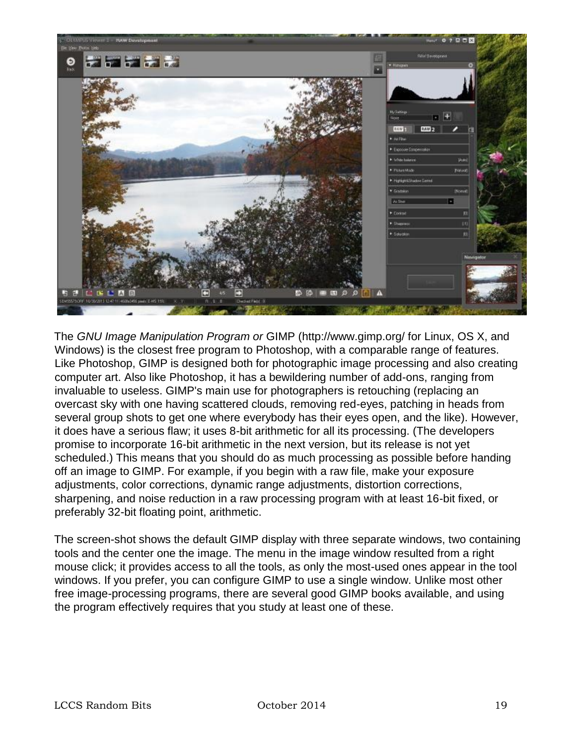The *GNU Image Manipulation Program or* GIMP (http://www.gimp.org/ for Linux, OS X, and Windows) is the closest free program to Photoshop, with a comparable range of features. Like Photoshop, GIMP is designed both for photographic image processing and also creating computer art. Also like Photoshop, it has a bewildering number of add-ons, ranging from invaluable to useless. GIMP's main use for photographers is retouching (replacing an overcast sky with one having scattered clouds, removing red-eyes, patching in heads from several group shots to get one where everybody has their eyes open, and the like). However, it does have a serious flaw; it uses 8-bit arithmetic for all its processing. (The developers promise to incorporate 16-bit arithmetic in the next version, but its release is not yet scheduled.) This means that you should do as much processing as possible before handing off an image to GIMP. For example, if you begin with a raw file, make your exposure adjustments, color corrections, dynamic range adjustments, distortion corrections, sharpening, and noise reduction in a raw processing program with at least 16-bit fixed, or preferably 32-bit floating point, arithmetic.

The screen-shot shows the default GIMP display with three separate windows, two containing tools and the center one the image. The menu in the image window resulted from a right mouse click; it provides access to all the tools, as only the most-used ones appear in the tool windows. If you prefer, you can configure GIMP to use a single window. Unlike most other free image-processing programs, there are several good GIMP books available, and using the program effectively requires that you study at least one of these.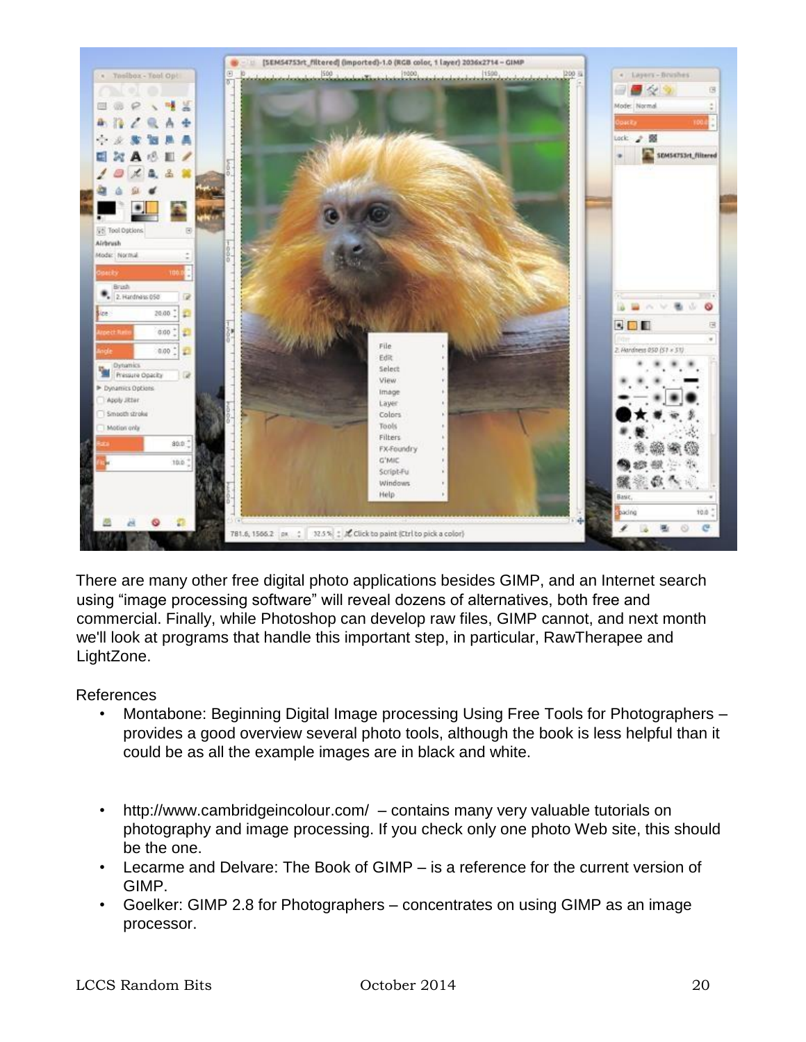There are many other free digital photo applications besides GIMP, and an Internet search using "image processing software" will reveal dozens of alternatives, both free and commercial. Finally, while Photoshop can develop raw files, GIMP cannot, and next month we'll look at programs that handle this important step, in particular, RawTherapee and LightZone.

References

- Montabone: Beginning Digital Image processing Using Free Tools for Photographers – provides a good overview several photo tools, although the book is less helpful than it could be as all the example images are in black and white.

- http://www.cambridgeincolour.com/ – contains many very valuable tutorials on photography and image processing. If you check only one photo Web site, this should be the one.
- Lecarme and Delvare: The Book of GIMP – is a reference for the current version of GIMP.
- Goelker: GIMP 2.8 for Photographers – concentrates on using GIMP as an image processor.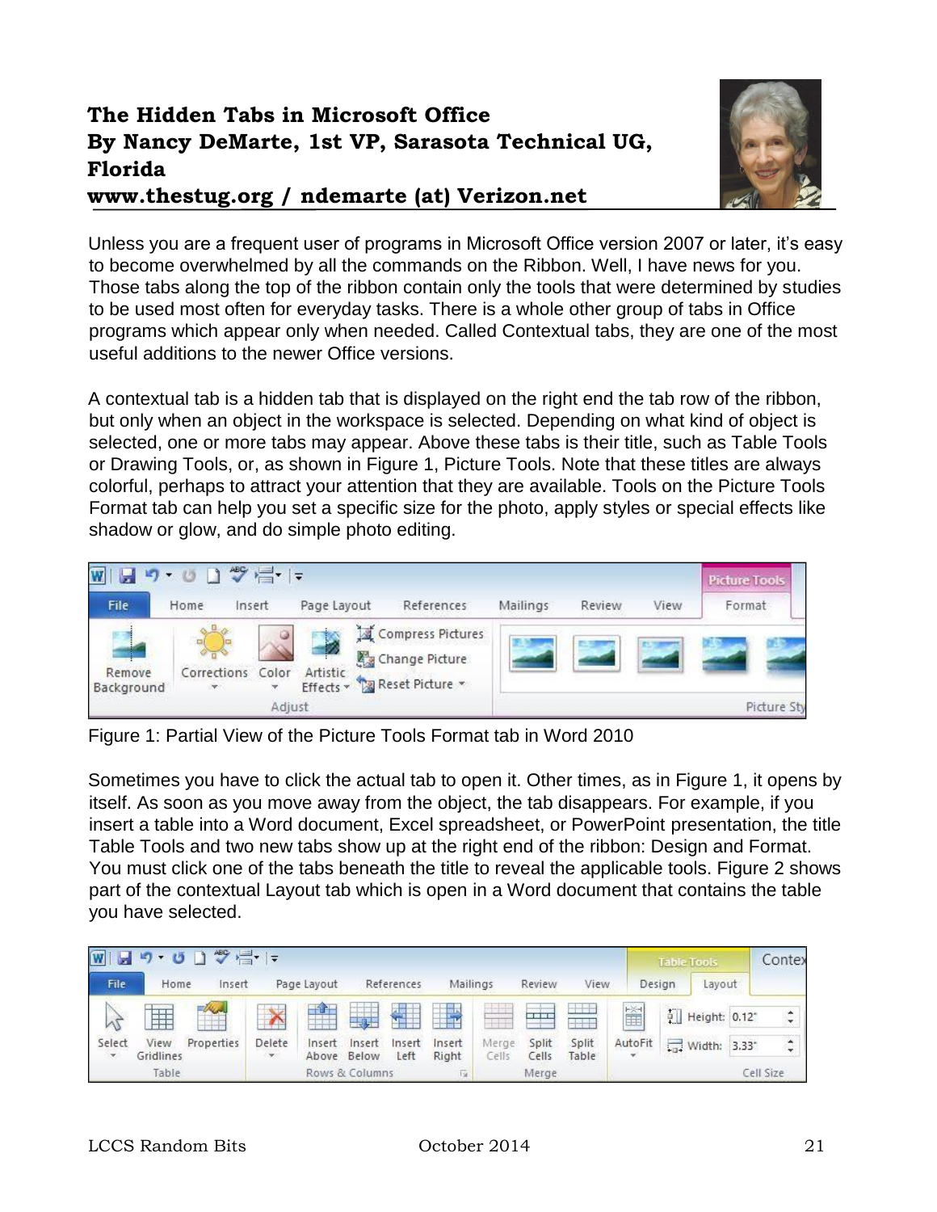# The Hidden Tabs in Microsoft Office

**By Nancy DeMarte, 1st VP, Sarasota Technical UG, Florida**

**www.thestug.org / ndemarte (at) Verizon.net**

Unless you are a frequent user of programs in Microsoft Office version 2007 or later, it's easy to become overwhelmed by all the commands on the Ribbon. Well, I have news for you. Those tabs along the top of the ribbon contain only the tools that were determined by studies to be used most often for everyday tasks. There is a whole other group of tabs in Office programs which appear only when needed. Called Contextual tabs, they are one of the most useful additions to the newer Office versions.

A contextual tab is a hidden tab that is displayed on the right end the tab row of the ribbon, but only when an object in the workspace is selected. Depending on what kind of object is selected, one or more tabs may appear. Above these tabs is their title, such as Table Tools or Drawing Tools, or, as shown in Figure 1, Picture Tools. Note that these titles are always colorful, perhaps to attract your attention that they are available. Tools on the Picture Tools Format tab can help you set a specific size for the photo, apply styles or special effects like shadow or glow, and do simple photo editing.

Figure 1: Partial View of the Picture Tools Format tab in Word 2010

Sometimes you have to click the actual tab to open it. Other times, as in Figure 1, it opens by itself. As soon as you move away from the object, the tab disappears. For example, if you insert a table into a Word document, Excel spreadsheet, or PowerPoint presentation, the title Table Tools and two new tabs show up at the right end of the ribbon: Design and Format. You must click one of the tabs beneath the title to reveal the applicable tools. Figure 2 shows part of the contextual Layout tab which is open in a Word document that contains the table you have selected.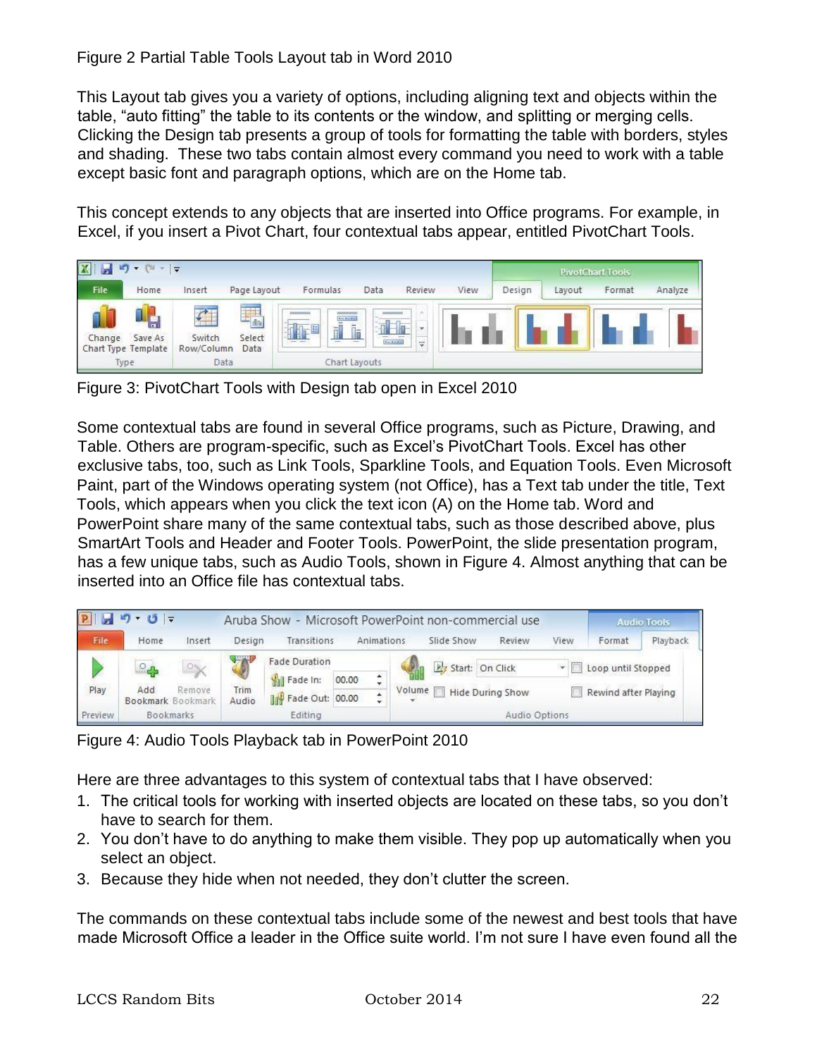Figure 2 Partial Table Tools Layout tab in Word 2010

This Layout tab gives you a variety of options, including aligning text and objects within the table, "auto fitting" the table to its contents or the window, and splitting or merging cells. Clicking the Design tab presents a group of tools for formatting the table with borders, styles and shading. These two tabs contain almost every command you need to work with a table except basic font and paragraph options, which are on the Home tab.

This concept extends to any objects that are inserted into Office programs. For example, in Excel, if you insert a Pivot Chart, four contextual tabs appear, entitled PivotChart Tools.

Figure 3: PivotChart Tools with Design tab open in Excel 2010

Some contextual tabs are found in several Office programs, such as Picture, Drawing, and Table. Others are program-specific, such as Excel's PivotChart Tools. Excel has other exclusive tabs, too, such as Link Tools, Sparkline Tools, and Equation Tools. Even Microsoft Paint, part of the Windows operating system (not Office), has a Text tab under the title, Text Tools, which appears when you click the text icon (A) on the Home tab. Word and PowerPoint share many of the same contextual tabs, such as those described above, plus SmartArt Tools and Header and Footer Tools. PowerPoint, the slide presentation program, has a few unique tabs, such as Audio Tools, shown in Figure 4. Almost anything that can be inserted into an Office file has contextual tabs.

Figure 4: Audio Tools Playback tab in PowerPoint 2010

Here are three advantages to this system of contextual tabs that I have observed:

1. The critical tools for working with inserted objects are located on these tabs, so you don't have to search for them.
2. You don't have to do anything to make them visible. They pop up automatically when you select an object.
3. Because they hide when not needed, they don't clutter the screen.

The commands on these contextual tabs include some of the newest and best tools that have made Microsoft Office a leader in the Office suite world. I'm not sure I have even found all the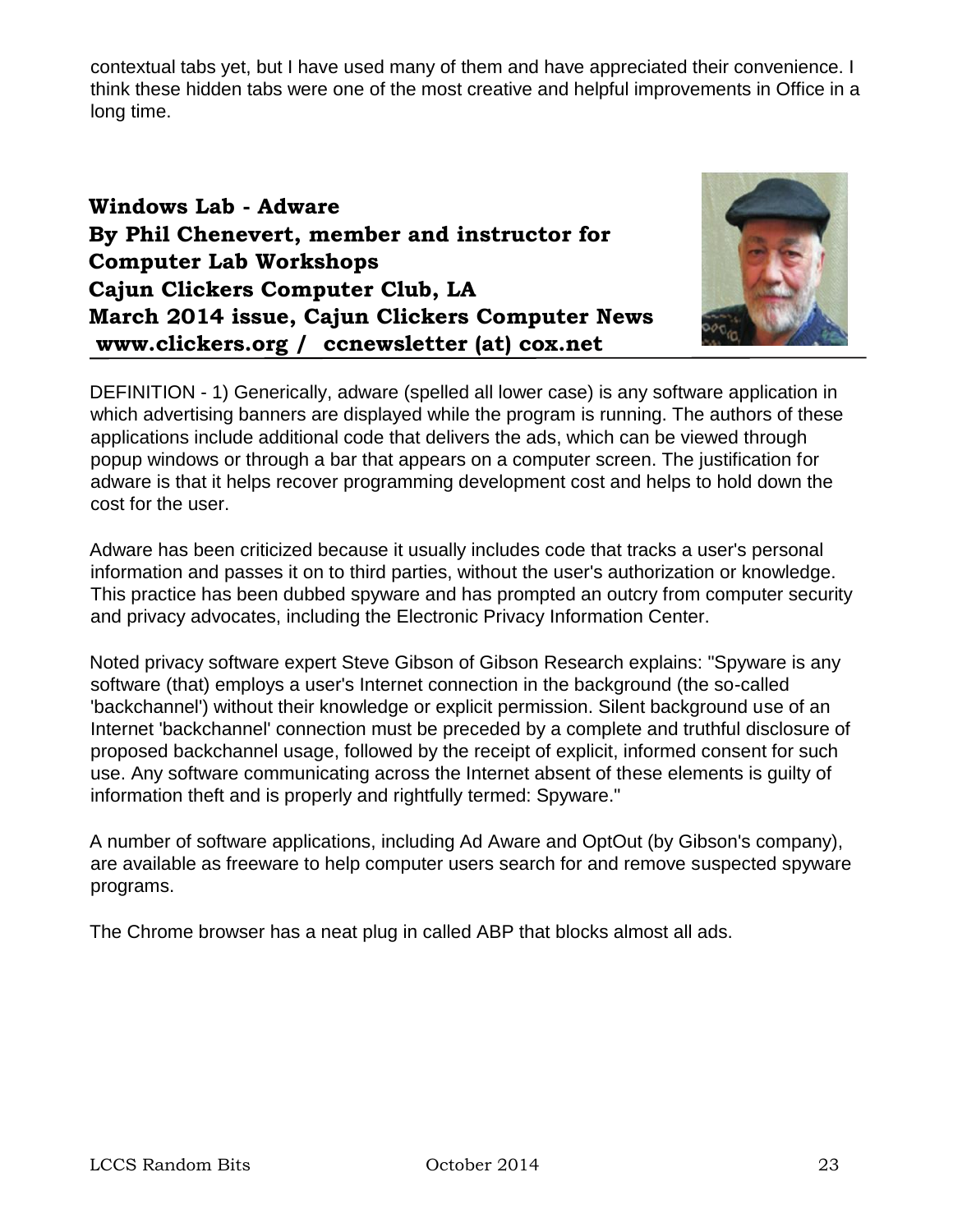contextual tabs yet, but I have used many of them and have appreciated their convenience. I think these hidden tabs were one of the most creative and helpful improvements in Office in a long time.

## Windows Lab - Adware

**By Phil Chenevert, member and instructor for Computer Lab Workshops**
**Cajun Clickers Computer Club, LA**
**March 2014 issue, Cajun Clickers Computer News**
**www.clickers.org / ccnewsletter (at) cox.net**

DEFINITION - 1) Generically, adware (spelled all lower case) is any software application in which advertising banners are displayed while the program is running. The authors of these applications include additional code that delivers the ads, which can be viewed through popup windows or through a bar that appears on a computer screen. The justification for adware is that it helps recover programming development cost and helps to hold down the cost for the user.

Adware has been criticized because it usually includes code that tracks a user's personal information and passes it on to third parties, without the user's authorization or knowledge. This practice has been dubbed spyware and has prompted an outcry from computer security and privacy advocates, including the Electronic Privacy Information Center.

Noted privacy software expert Steve Gibson of Gibson Research explains: "Spyware is any software (that) employs a user's Internet connection in the background (the so-called 'backchannel') without their knowledge or explicit permission. Silent background use of an Internet 'backchannel' connection must be preceded by a complete and truthful disclosure of proposed backchannel usage, followed by the receipt of explicit, informed consent for such use. Any software communicating across the Internet absent of these elements is guilty of information theft and is properly and rightfully termed: Spyware."

A number of software applications, including Ad Aware and OptOut (by Gibson's company), are available as freeware to help computer users search for and remove suspected spyware programs.

The Chrome browser has a neat plug in called ABP that blocks almost all ads.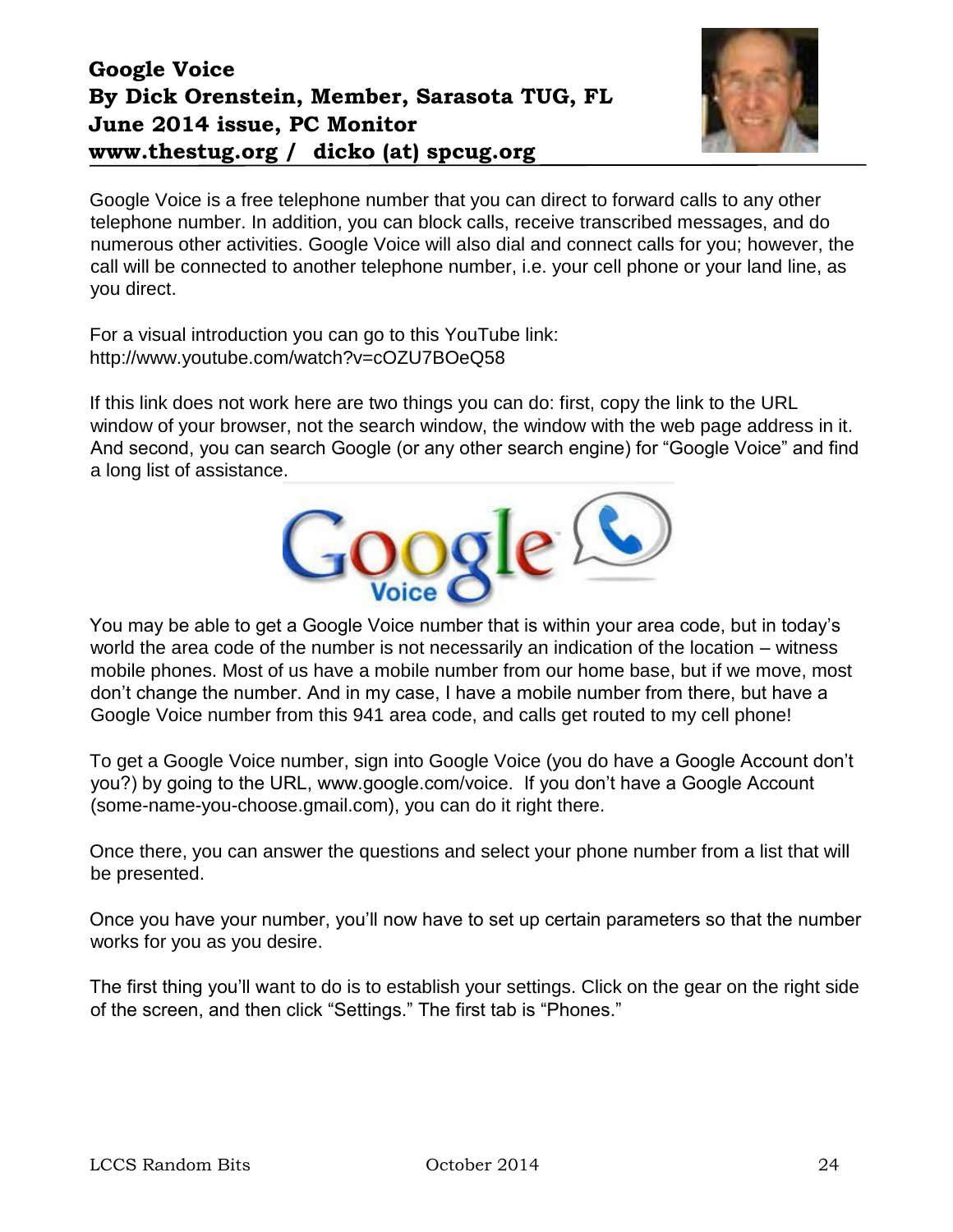# Google Voice

**By Dick Orenstein, Member, Sarasota TUG, FL**
**June 2014 issue, PC Monitor**
**www.thestug.org / dicko (at) spcug.org**

Google Voice is a free telephone number that you can direct to forward calls to any other telephone number. In addition, you can block calls, receive transcribed messages, and do numerous other activities. Google Voice will also dial and connect calls for you; however, the call will be connected to another telephone number, i.e. your cell phone or your land line, as you direct.

For a visual introduction you can go to this YouTube link:
http://www.youtube.com/watch?v=cOZU7BOeQ58

If this link does not work here are two things you can do: first, copy the link to the URL window of your browser, not the search window, the window with the web page address in it. And second, you can search Google (or any other search engine) for "Google Voice" and find a long list of assistance.

You may be able to get a Google Voice number that is within your area code, but in today's world the area code of the number is not necessarily an indication of the location – witness mobile phones. Most of us have a mobile number from our home base, but if we move, most don't change the number. And in my case, I have a mobile number from there, but have a Google Voice number from this 941 area code, and calls get routed to my cell phone!

To get a Google Voice number, sign into Google Voice (you do have a Google Account don't you?) by going to the URL, www.google.com/voice. If you don't have a Google Account (some-name-you-choose.gmail.com), you can do it right there.

Once there, you can answer the questions and select your phone number from a list that will be presented.

Once you have your number, you'll now have to set up certain parameters so that the number works for you as you desire.

The first thing you'll want to do is to establish your settings. Click on the gear on the right side of the screen, and then click "Settings." The first tab is "Phones."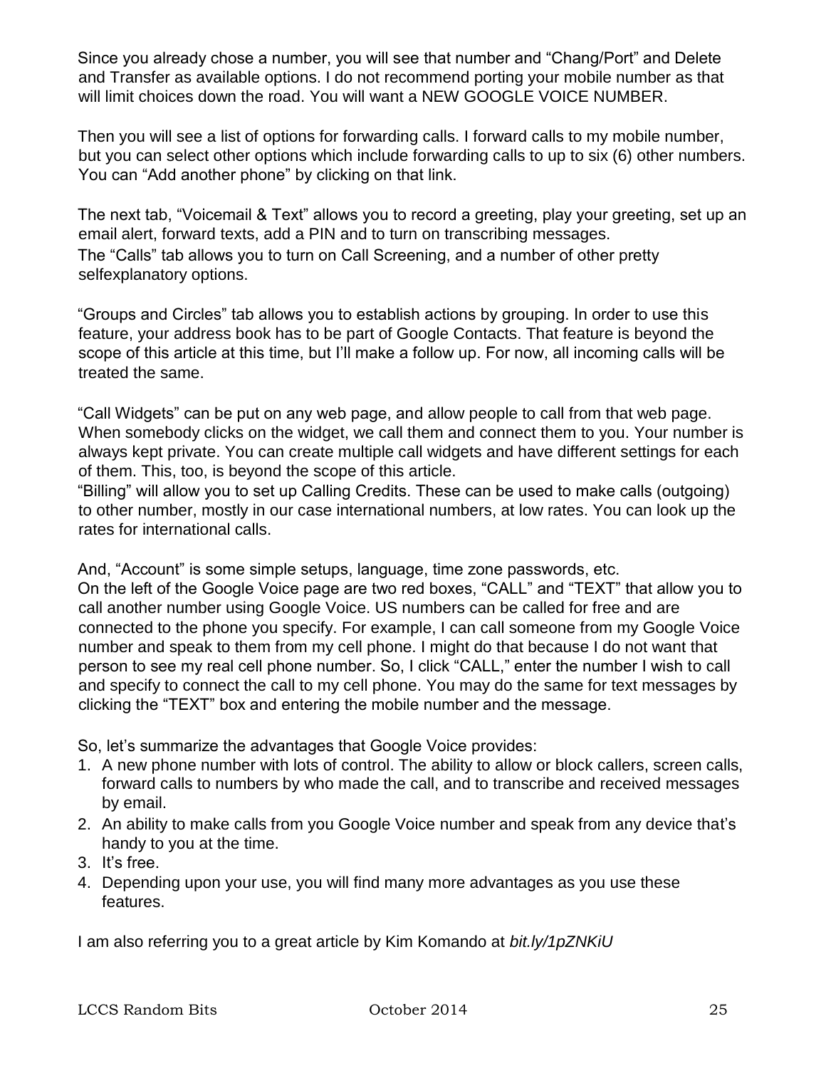Since you already chose a number, you will see that number and “Chang/Port” and Delete and Transfer as available options. I do not recommend porting your mobile number as that will limit choices down the road. You will want a NEW GOOGLE VOICE NUMBER.

Then you will see a list of options for forwarding calls. I forward calls to my mobile number, but you can select other options which include forwarding calls to up to six (6) other numbers. You can “Add another phone” by clicking on that link.

The next tab, “Voicemail & Text” allows you to record a greeting, play your greeting, set up an email alert, forward texts, add a PIN and to turn on transcribing messages.
The “Calls” tab allows you to turn on Call Screening, and a number of other pretty selfexplanatory options.

“Groups and Circles” tab allows you to establish actions by grouping. In order to use this feature, your address book has to be part of Google Contacts. That feature is beyond the scope of this article at this time, but I’ll make a follow up. For now, all incoming calls will be treated the same.

“Call Widgets” can be put on any web page, and allow people to call from that web page. When somebody clicks on the widget, we call them and connect them to you. Your number is always kept private. You can create multiple call widgets and have different settings for each of them. This, too, is beyond the scope of this article.
“Billing” will allow you to set up Calling Credits. These can be used to make calls (outgoing) to other number, mostly in our case international numbers, at low rates. You can look up the rates for international calls.

And, “Account” is some simple setups, language, time zone passwords, etc.
On the left of the Google Voice page are two red boxes, “CALL” and “TEXT” that allow you to call another number using Google Voice. US numbers can be called for free and are connected to the phone you specify. For example, I can call someone from my Google Voice number and speak to them from my cell phone. I might do that because I do not want that person to see my real cell phone number. So, I click “CALL,” enter the number I wish to call and specify to connect the call to my cell phone. You may do the same for text messages by clicking the “TEXT” box and entering the mobile number and the message.

So, let’s summarize the advantages that Google Voice provides:

1. A new phone number with lots of control. The ability to allow or block callers, screen calls, forward calls to numbers by who made the call, and to transcribe and received messages by email.
2. An ability to make calls from you Google Voice number and speak from any device that’s handy to you at the time.
3. It’s free.
4. Depending upon your use, you will find many more advantages as you use these features.

I am also referring you to a great article by Kim Komando at *bit.ly/1pZNKiU*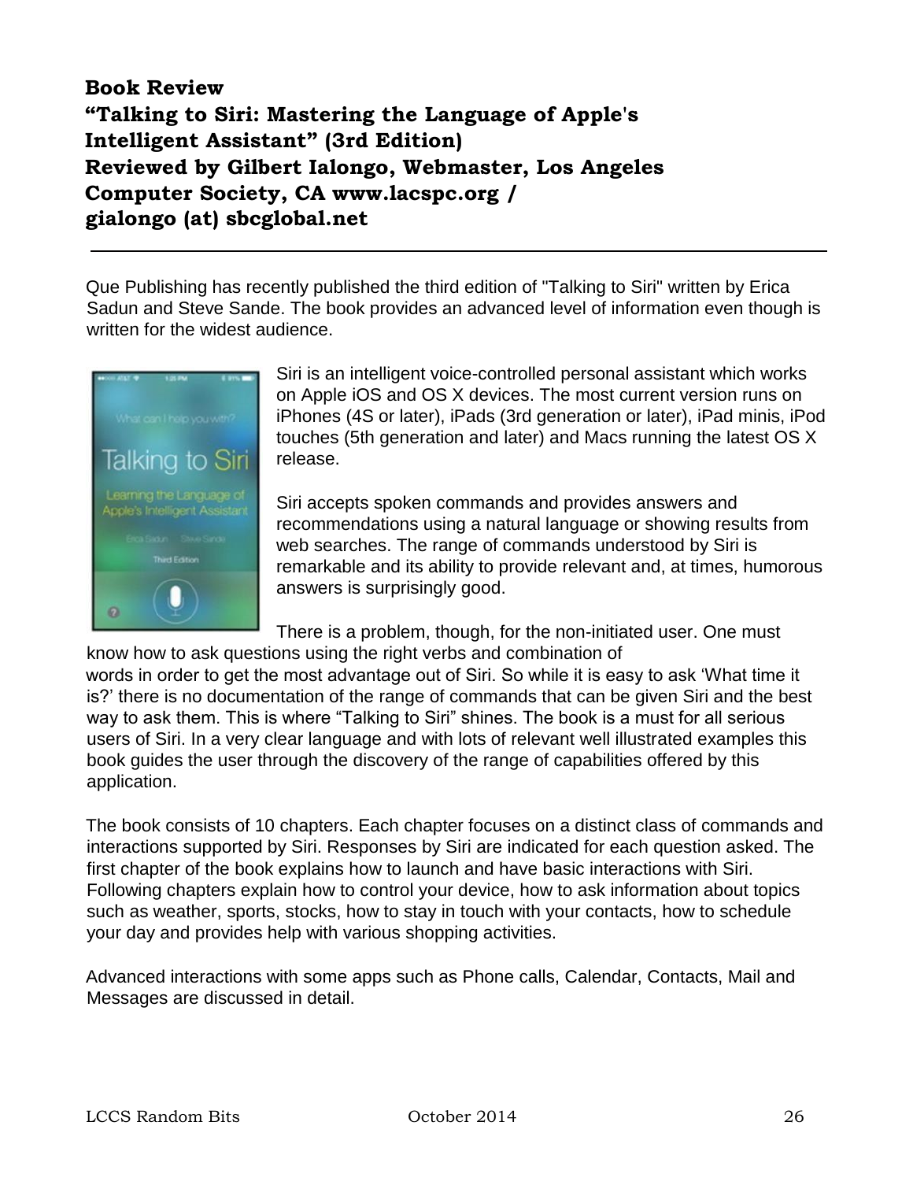**Book Review**
**"Talking to Siri: Mastering the Language of Apple's Intelligent Assistant" (3rd Edition)**
**Reviewed by Gilbert Ialongo, Webmaster, Los Angeles Computer Society, CA www.lacspc.org / gialongo (at) sbcglobal.net**

---

Que Publishing has recently published the third edition of "Talking to Siri" written by Erica Sadun and Steve Sande. The book provides an advanced level of information even though is written for the widest audience.

Siri is an intelligent voice-controlled personal assistant which works on Apple iOS and OS X devices. The most current version runs on iPhones (4S or later), iPads (3rd generation or later), iPad minis, iPod touches (5th generation and later) and Macs running the latest OS X release.

Siri accepts spoken commands and provides answers and recommendations using a natural language or showing results from web searches. The range of commands understood by Siri is remarkable and its ability to provide relevant and, at times, humorous answers is surprisingly good.

There is a problem, though, for the non-initiated user. One must know how to ask questions using the right verbs and combination of words in order to get the most advantage out of Siri. So while it is easy to ask 'What time it is?' there is no documentation of the range of commands that can be given Siri and the best way to ask them. This is where "Talking to Siri" shines. The book is a must for all serious users of Siri. In a very clear language and with lots of relevant well illustrated examples this book guides the user through the discovery of the range of capabilities offered by this application.

The book consists of 10 chapters. Each chapter focuses on a distinct class of commands and interactions supported by Siri. Responses by Siri are indicated for each question asked. The first chapter of the book explains how to launch and have basic interactions with Siri. Following chapters explain how to control your device, how to ask information about topics such as weather, sports, stocks, how to stay in touch with your contacts, how to schedule your day and provides help with various shopping activities.

Advanced interactions with some apps such as Phone calls, Calendar, Contacts, Mail and Messages are discussed in detail.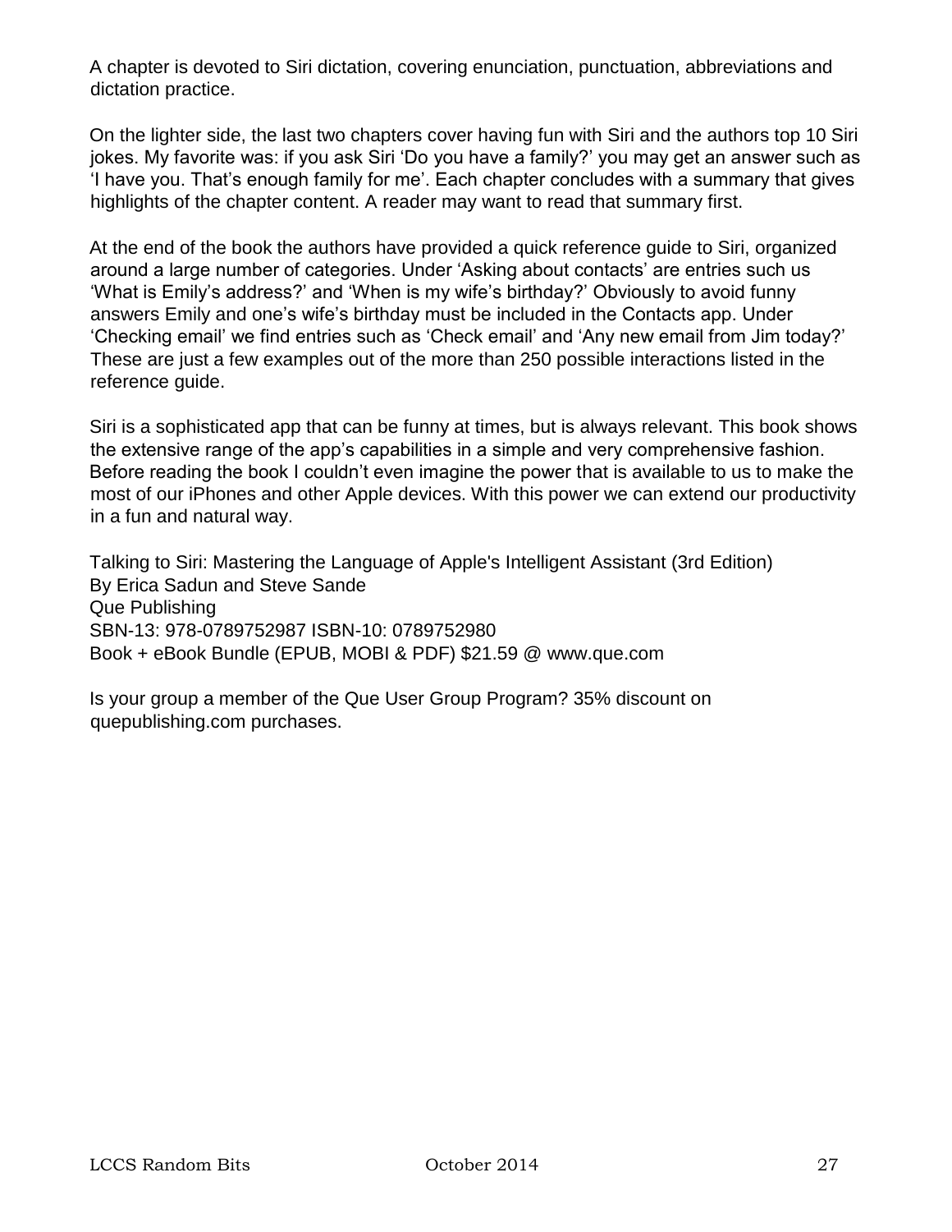A chapter is devoted to Siri dictation, covering enunciation, punctuation, abbreviations and dictation practice.

On the lighter side, the last two chapters cover having fun with Siri and the authors top 10 Siri jokes. My favorite was: if you ask Siri 'Do you have a family?' you may get an answer such as 'I have you. That's enough family for me'. Each chapter concludes with a summary that gives highlights of the chapter content. A reader may want to read that summary first.

At the end of the book the authors have provided a quick reference guide to Siri, organized around a large number of categories. Under 'Asking about contacts' are entries such us 'What is Emily's address?' and 'When is my wife's birthday?' Obviously to avoid funny answers Emily and one's wife's birthday must be included in the Contacts app. Under 'Checking email' we find entries such as 'Check email' and 'Any new email from Jim today?' These are just a few examples out of the more than 250 possible interactions listed in the reference guide.

Siri is a sophisticated app that can be funny at times, but is always relevant. This book shows the extensive range of the app's capabilities in a simple and very comprehensive fashion. Before reading the book I couldn't even imagine the power that is available to us to make the most of our iPhones and other Apple devices. With this power we can extend our productivity in a fun and natural way.

Talking to Siri: Mastering the Language of Apple's Intelligent Assistant (3rd Edition)
By Erica Sadun and Steve Sande
Que Publishing
SBN-13: 978-0789752987 ISBN-10: 0789752980
Book + eBook Bundle (EPUB, MOBI & PDF) $21.59 @ www.que.com

Is your group a member of the Que User Group Program? 35% discount on quepublishing.com purchases.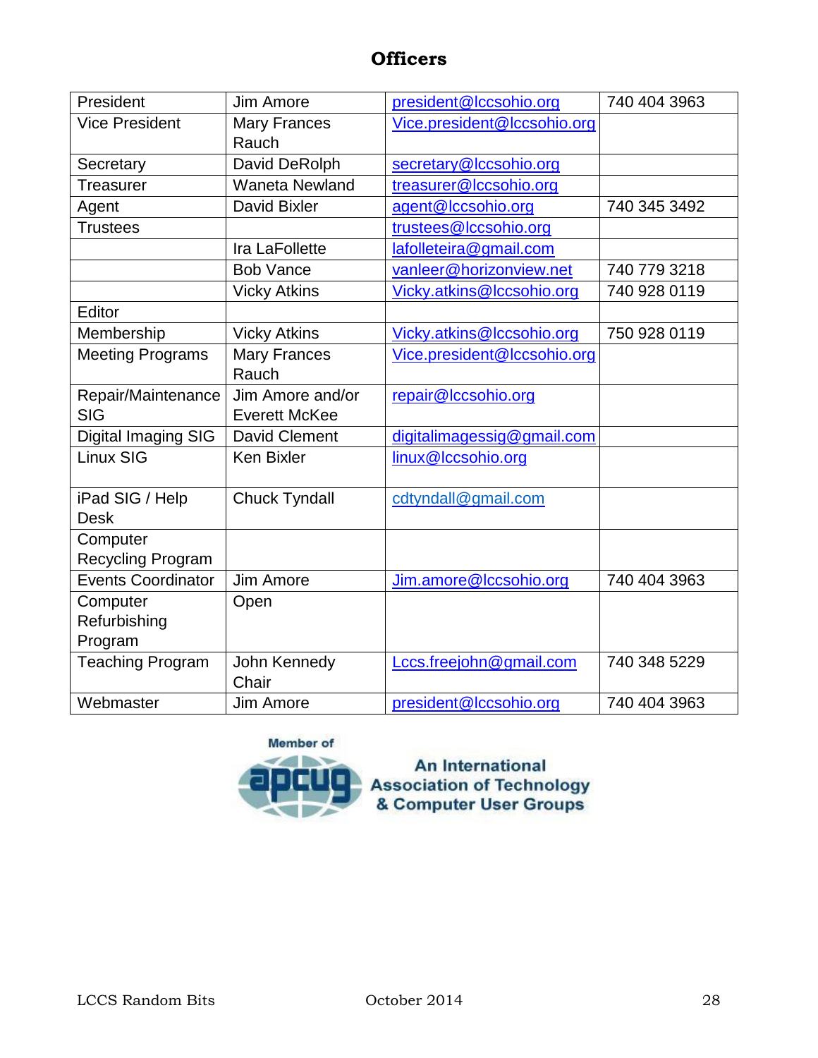# Officers

| | | | |
|---|---|---|---|
| President | Jim Amore | president@lccsohio.org | 740 404 3963 |
| Vice President | Mary Frances Rauch | Vice.president@lccsohio.org | |
| Secretary | David DeRolph | secretary@lccsohio.org | |
| Treasurer | Waneta Newland | treasurer@lccsohio.org | |
| Agent | David Bixler | agent@lccsohio.org | 740 345 3492 |
| Trustees | | trustees@lccsohio.org | |
| | Ira LaFollette | lafolleteira@gmail.com | |
| | Bob Vance | vanleer@horizonview.net | 740 779 3218 |
| | Vicky Atkins | Vicky.atkins@lccsohio.org | 740 928 0119 |
| Editor | | | |
| Membership | Vicky Atkins | Vicky.atkins@lccsohio.org | 750 928 0119 |
| Meeting Programs | Mary Frances Rauch | Vice.president@lccsohio.org | |
| Repair/Maintenance SIG | Jim Amore and/or Everett McKee | repair@lccsohio.org | |
| Digital Imaging SIG | David Clement | digitalimagessig@gmail.com | |
| Linux SIG | Ken Bixler | linux@lccsohio.org | |
| iPad SIG / Help Desk | Chuck Tyndall | cdtyndall@gmail.com | |
| Computer Recycling Program | | | |
| Events Coordinator | Jim Amore | Jim.amore@lccsohio.org | 740 404 3963 |
| Computer Refurbishing Program | Open | | |
| Teaching Program | John Kennedy Chair | Lccs.freejohn@gmail.com | 740 348 5229 |
| Webmaster | Jim Amore | president@lccsohio.org | 740 404 3963 |

Member of apcug — An International Association of Technology & Computer User Groups